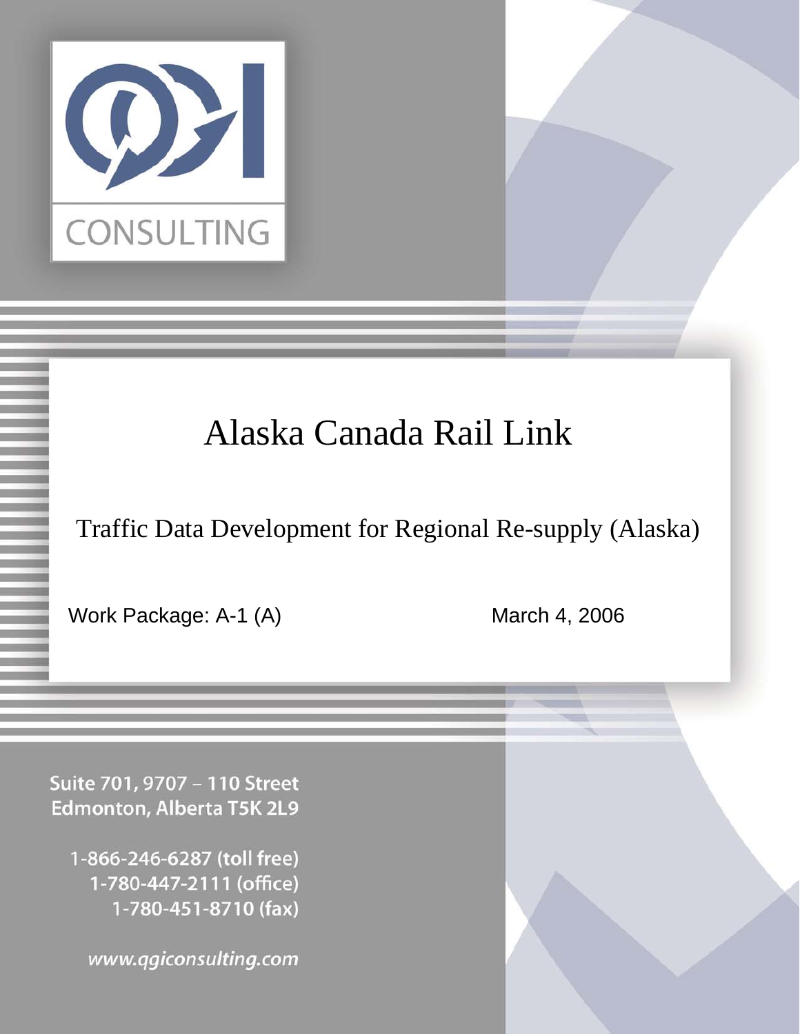QGI CONSULTING

# Alaska Canada Rail Link

## Traffic Data Development for Regional Re-supply (Alaska)

Work Package: A-1 (A)

March 4, 2006

Suite 701, 9707 – 110 Street
Edmonton, Alberta T5K 2L9

1-866-246-6287 (toll free)
1-780-447-2111 (office)
1-780-451-8710 (fax)

www.qgiconsulting.com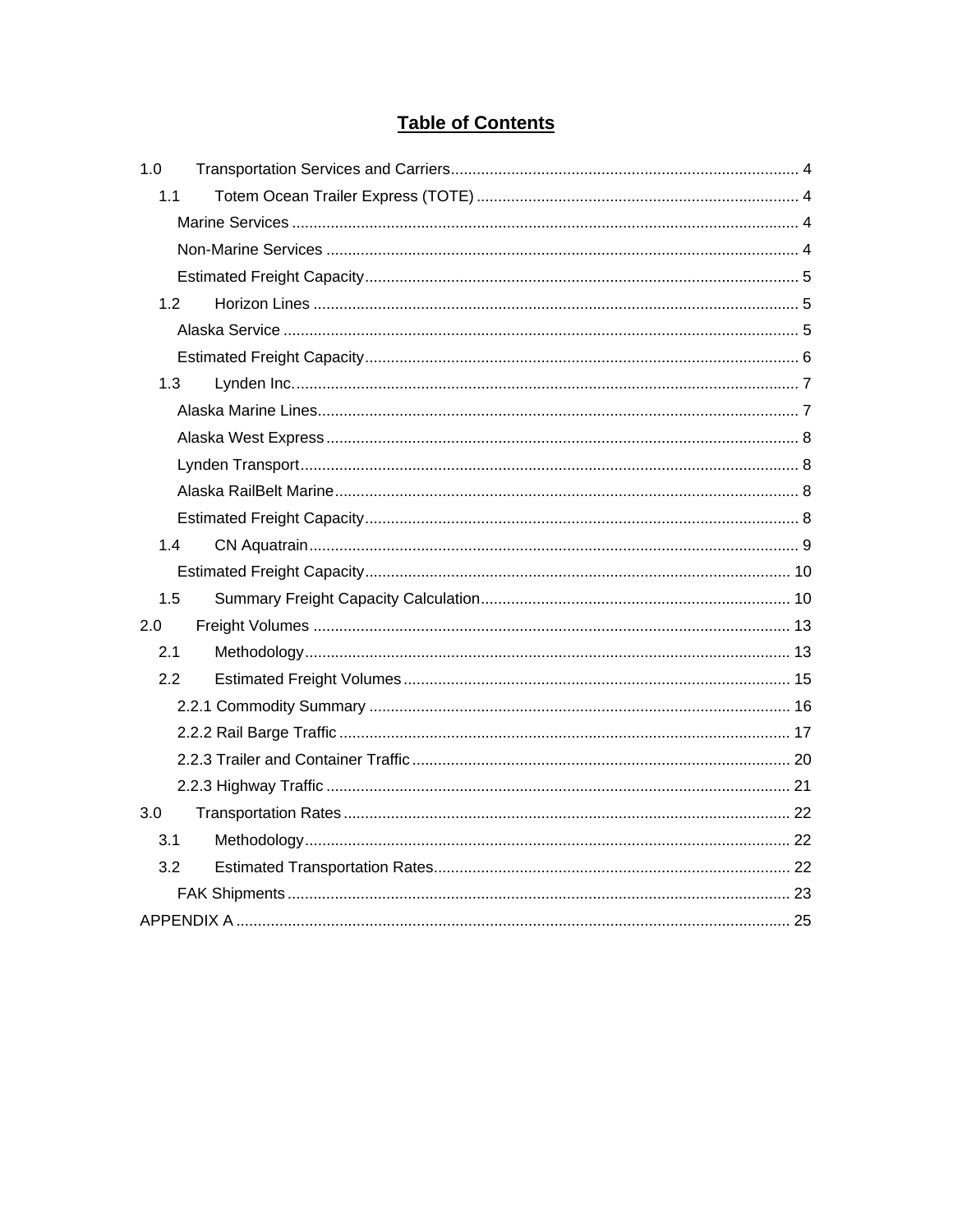# Table of Contents

1.0 Transportation Services and Carriers ..... 4
- 1.1 Totem Ocean Trailer Express (TOTE) ..... 4
  - Marine Services ..... 4
  - Non-Marine Services ..... 4
  - Estimated Freight Capacity ..... 5
- 1.2 Horizon Lines ..... 5
  - Alaska Service ..... 5
  - Estimated Freight Capacity ..... 6
- 1.3 Lynden Inc. ..... 7
  - Alaska Marine Lines ..... 7
  - Alaska West Express ..... 8
  - Lynden Transport ..... 8
  - Alaska RailBelt Marine ..... 8
  - Estimated Freight Capacity ..... 8
- 1.4 CN Aquatrain ..... 9
  - Estimated Freight Capacity ..... 10
- 1.5 Summary Freight Capacity Calculation ..... 10

2.0 Freight Volumes ..... 13
- 2.1 Methodology ..... 13
- 2.2 Estimated Freight Volumes ..... 15
  - 2.2.1 Commodity Summary ..... 16
  - 2.2.2 Rail Barge Traffic ..... 17
  - 2.2.3 Trailer and Container Traffic ..... 20
  - 2.2.3 Highway Traffic ..... 21

3.0 Transportation Rates ..... 22
- 3.1 Methodology ..... 22
- 3.2 Estimated Transportation Rates ..... 22
  - FAK Shipments ..... 23

APPENDIX A ..... 25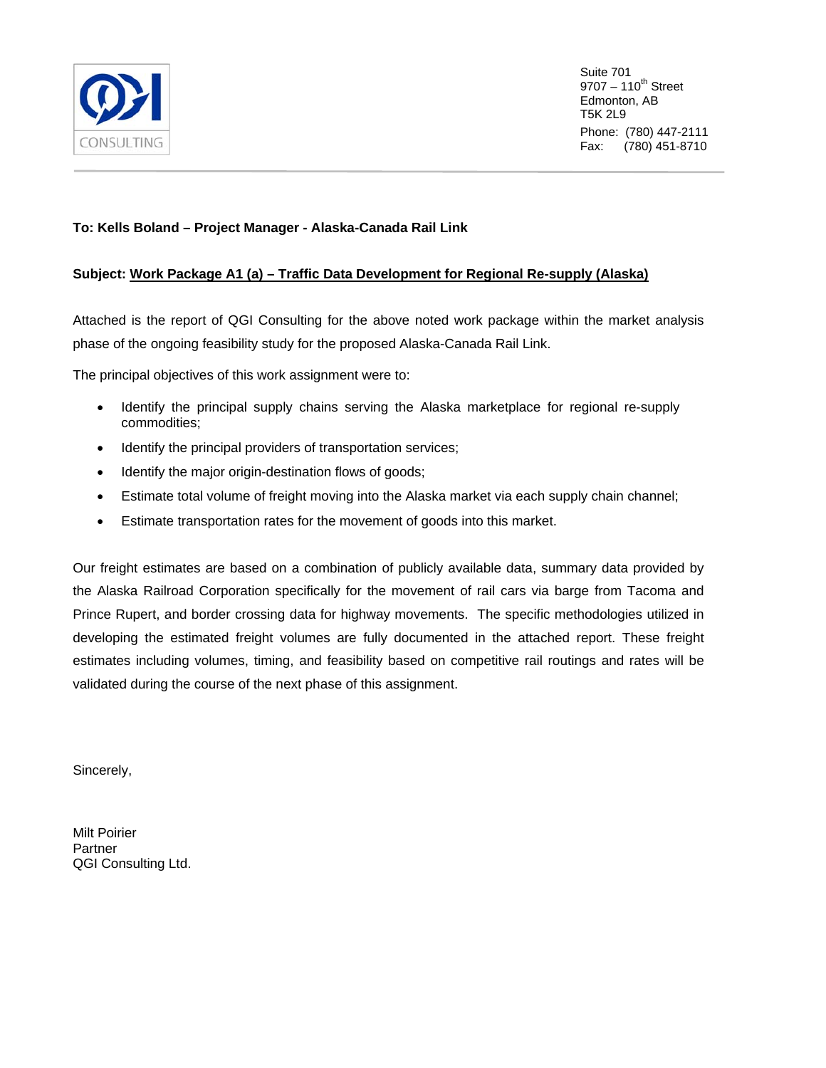CONSULTING

Suite 701
9707 – 110th Street
Edmonton, AB
T5K 2L9

Phone: (780) 447-2111
Fax: (780) 451-8710

**To: Kells Boland – Project Manager - Alaska-Canada Rail Link**

**Subject: <u>Work Package A1 (a) – Traffic Data Development for Regional Re-supply (Alaska)</u>**

Attached is the report of QGI Consulting for the above noted work package within the market analysis phase of the ongoing feasibility study for the proposed Alaska-Canada Rail Link.

The principal objectives of this work assignment were to:

- Identify the principal supply chains serving the Alaska marketplace for regional re-supply commodities;
- Identify the principal providers of transportation services;
- Identify the major origin-destination flows of goods;
- Estimate total volume of freight moving into the Alaska market via each supply chain channel;
- Estimate transportation rates for the movement of goods into this market.

Our freight estimates are based on a combination of publicly available data, summary data provided by the Alaska Railroad Corporation specifically for the movement of rail cars via barge from Tacoma and Prince Rupert, and border crossing data for highway movements. The specific methodologies utilized in developing the estimated freight volumes are fully documented in the attached report. These freight estimates including volumes, timing, and feasibility based on competitive rail routings and rates will be validated during the course of the next phase of this assignment.

Sincerely,

Milt Poirier
Partner
QGI Consulting Ltd.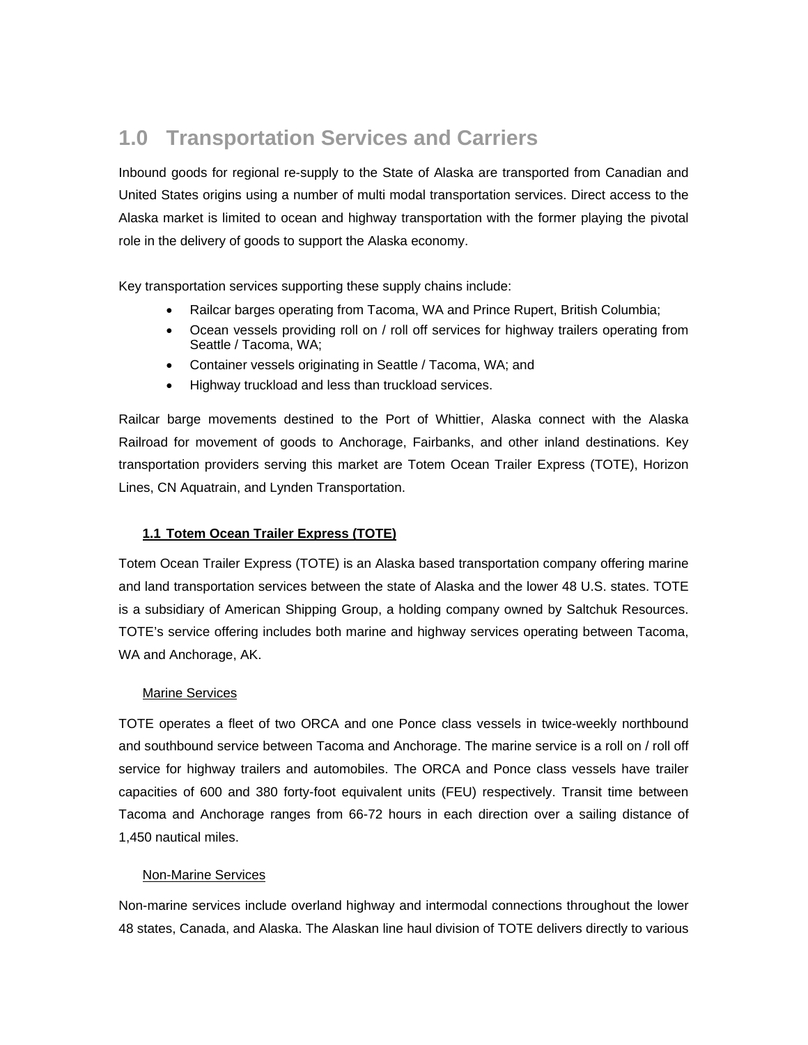# 1.0 Transportation Services and Carriers

Inbound goods for regional re-supply to the State of Alaska are transported from Canadian and United States origins using a number of multi modal transportation services. Direct access to the Alaska market is limited to ocean and highway transportation with the former playing the pivotal role in the delivery of goods to support the Alaska economy.

Key transportation services supporting these supply chains include:

- Railcar barges operating from Tacoma, WA and Prince Rupert, British Columbia;
- Ocean vessels providing roll on / roll off services for highway trailers operating from Seattle / Tacoma, WA;
- Container vessels originating in Seattle / Tacoma, WA; and
- Highway truckload and less than truckload services.

Railcar barge movements destined to the Port of Whittier, Alaska connect with the Alaska Railroad for movement of goods to Anchorage, Fairbanks, and other inland destinations. Key transportation providers serving this market are Totem Ocean Trailer Express (TOTE), Horizon Lines, CN Aquatrain, and Lynden Transportation.

## 1.1 Totem Ocean Trailer Express (TOTE)

Totem Ocean Trailer Express (TOTE) is an Alaska based transportation company offering marine and land transportation services between the state of Alaska and the lower 48 U.S. states. TOTE is a subsidiary of American Shipping Group, a holding company owned by Saltchuk Resources. TOTE's service offering includes both marine and highway services operating between Tacoma, WA and Anchorage, AK.

### Marine Services

TOTE operates a fleet of two ORCA and one Ponce class vessels in twice-weekly northbound and southbound service between Tacoma and Anchorage. The marine service is a roll on / roll off service for highway trailers and automobiles. The ORCA and Ponce class vessels have trailer capacities of 600 and 380 forty-foot equivalent units (FEU) respectively. Transit time between Tacoma and Anchorage ranges from 66-72 hours in each direction over a sailing distance of 1,450 nautical miles.

### Non-Marine Services

Non-marine services include overland highway and intermodal connections throughout the lower 48 states, Canada, and Alaska. The Alaskan line haul division of TOTE delivers directly to various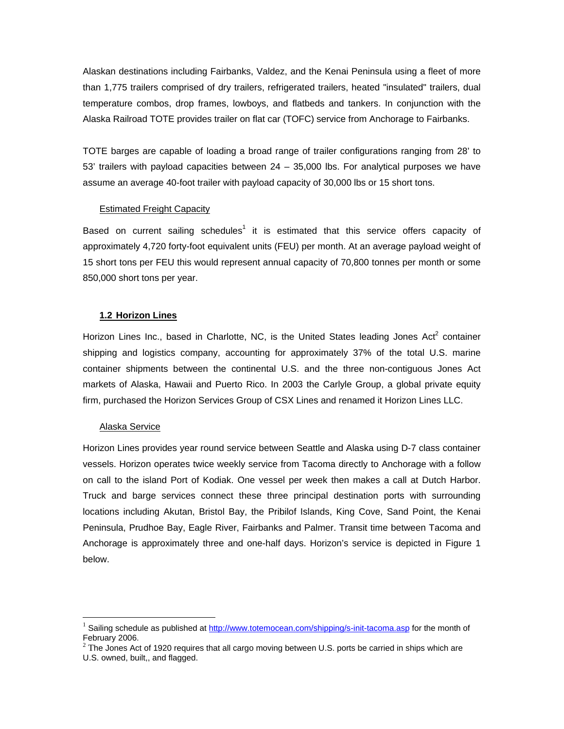Alaskan destinations including Fairbanks, Valdez, and the Kenai Peninsula using a fleet of more than 1,775 trailers comprised of dry trailers, refrigerated trailers, heated "insulated" trailers, dual temperature combos, drop frames, lowboys, and flatbeds and tankers. In conjunction with the Alaska Railroad TOTE provides trailer on flat car (TOFC) service from Anchorage to Fairbanks.

TOTE barges are capable of loading a broad range of trailer configurations ranging from 28' to 53' trailers with payload capacities between 24 – 35,000 lbs. For analytical purposes we have assume an average 40-foot trailer with payload capacity of 30,000 lbs or 15 short tons.

Estimated Freight Capacity

Based on current sailing schedules[1] it is estimated that this service offers capacity of approximately 4,720 forty-foot equivalent units (FEU) per month. At an average payload weight of 15 short tons per FEU this would represent annual capacity of 70,800 tonnes per month or some 850,000 short tons per year.

### 1.2 Horizon Lines

Horizon Lines Inc., based in Charlotte, NC, is the United States leading Jones Act[2] container shipping and logistics company, accounting for approximately 37% of the total U.S. marine container shipments between the continental U.S. and the three non-contiguous Jones Act markets of Alaska, Hawaii and Puerto Rico. In 2003 the Carlyle Group, a global private equity firm, purchased the Horizon Services Group of CSX Lines and renamed it Horizon Lines LLC.

Alaska Service

Horizon Lines provides year round service between Seattle and Alaska using D-7 class container vessels. Horizon operates twice weekly service from Tacoma directly to Anchorage with a follow on call to the island Port of Kodiak. One vessel per week then makes a call at Dutch Harbor. Truck and barge services connect these three principal destination ports with surrounding locations including Akutan, Bristol Bay, the Pribilof Islands, King Cove, Sand Point, the Kenai Peninsula, Prudhoe Bay, Eagle River, Fairbanks and Palmer. Transit time between Tacoma and Anchorage is approximately three and one-half days. Horizon's service is depicted in Figure 1 below.

---

[1] Sailing schedule as published at http://www.totemocean.com/shipping/s-init-tacoma.asp for the month of February 2006.

[2] The Jones Act of 1920 requires that all cargo moving between U.S. ports be carried in ships which are U.S. owned, built,, and flagged.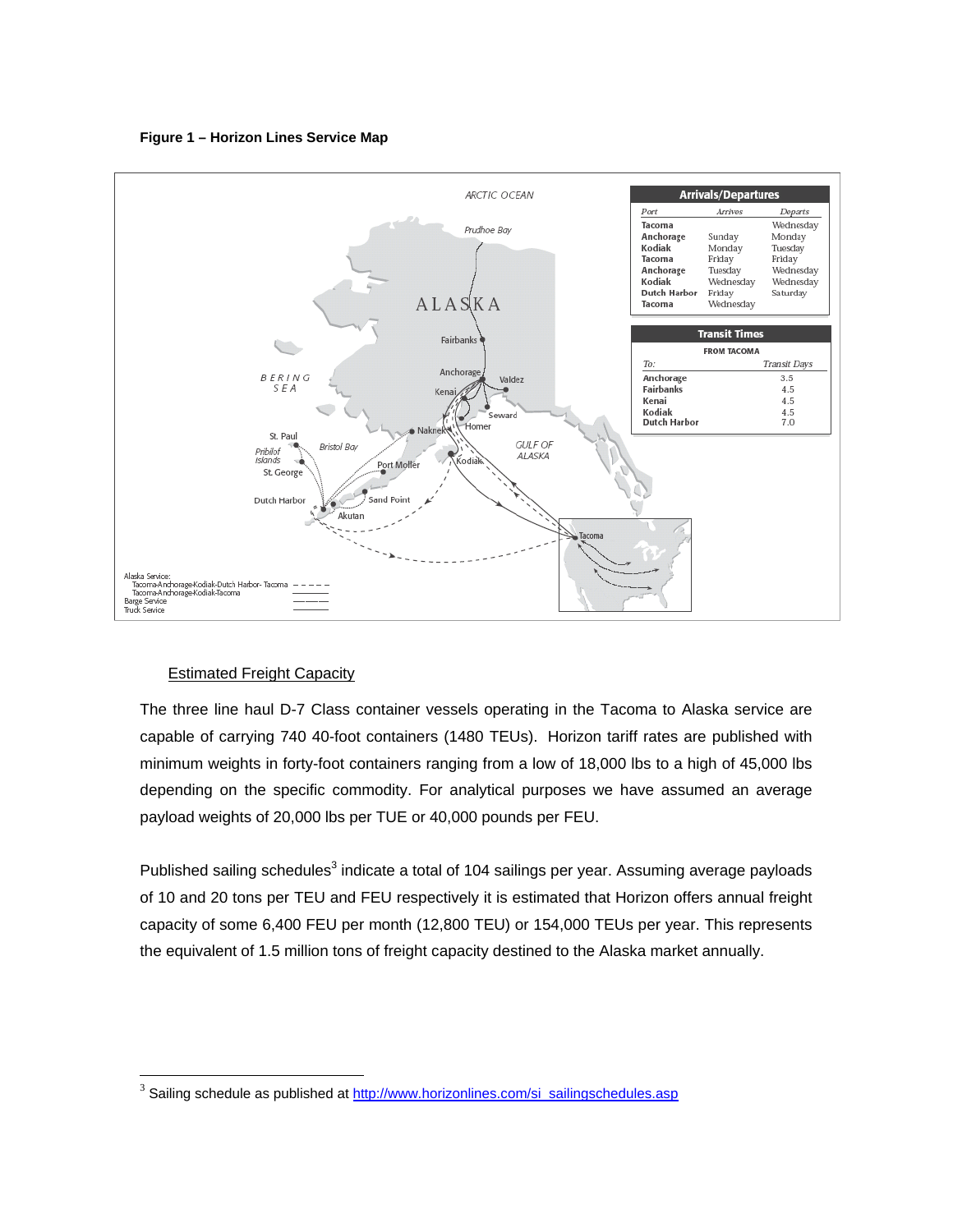**Figure 1 – Horizon Lines Service Map**

Estimated Freight Capacity

The three line haul D-7 Class container vessels operating in the Tacoma to Alaska service are capable of carrying 740 40-foot containers (1480 TEUs). Horizon tariff rates are published with minimum weights in forty-foot containers ranging from a low of 18,000 lbs to a high of 45,000 lbs depending on the specific commodity. For analytical purposes we have assumed an average payload weights of 20,000 lbs per TUE or 40,000 pounds per FEU.

Published sailing schedules[3] indicate a total of 104 sailings per year. Assuming average payloads of 10 and 20 tons per TEU and FEU respectively it is estimated that Horizon offers annual freight capacity of some 6,400 FEU per month (12,800 TEU) or 154,000 TEUs per year. This represents the equivalent of 1.5 million tons of freight capacity destined to the Alaska market annually.

[3] Sailing schedule as published at http://www.horizonlines.com/si_sailingschedules.asp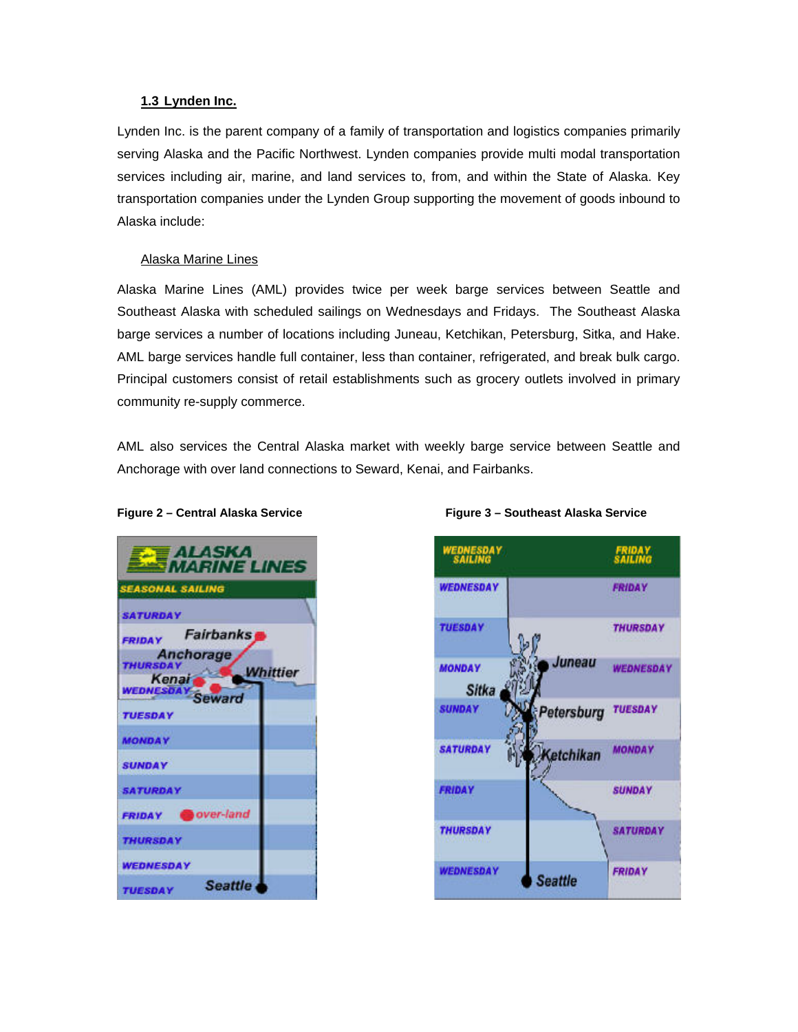## 1.3 Lynden Inc.

Lynden Inc. is the parent company of a family of transportation and logistics companies primarily serving Alaska and the Pacific Northwest. Lynden companies provide multi modal transportation services including air, marine, and land services to, from, and within the State of Alaska. Key transportation companies under the Lynden Group supporting the movement of goods inbound to Alaska include:

### Alaska Marine Lines

Alaska Marine Lines (AML) provides twice per week barge services between Seattle and Southeast Alaska with scheduled sailings on Wednesdays and Fridays. The Southeast Alaska barge services a number of locations including Juneau, Ketchikan, Petersburg, Sitka, and Hake. AML barge services handle full container, less than container, refrigerated, and break bulk cargo. Principal customers consist of retail establishments such as grocery outlets involved in primary community re-supply commerce.

AML also services the Central Alaska market with weekly barge service between Seattle and Anchorage with over land connections to Seward, Kenai, and Fairbanks.

**Figure 2 – Central Alaska Service**

**Figure 3 – Southeast Alaska Service**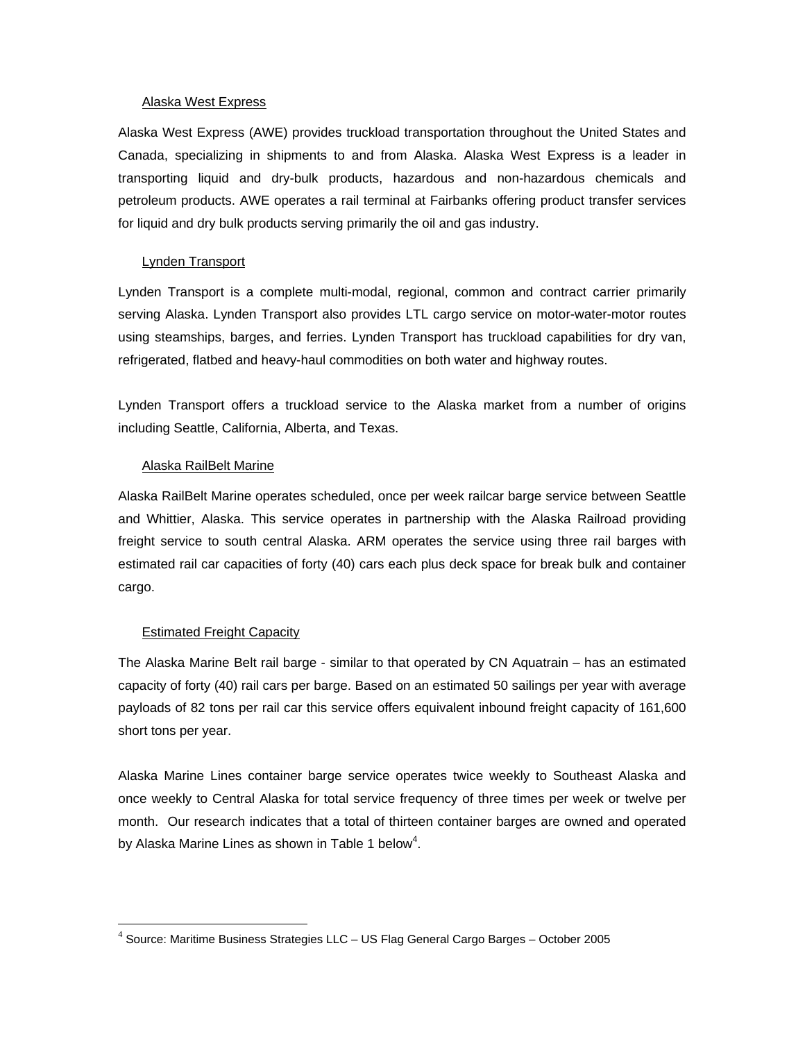<u>Alaska West Express</u>

Alaska West Express (AWE) provides truckload transportation throughout the United States and Canada, specializing in shipments to and from Alaska. Alaska West Express is a leader in transporting liquid and dry-bulk products, hazardous and non-hazardous chemicals and petroleum products. AWE operates a rail terminal at Fairbanks offering product transfer services for liquid and dry bulk products serving primarily the oil and gas industry.

<u>Lynden Transport</u>

Lynden Transport is a complete multi-modal, regional, common and contract carrier primarily serving Alaska. Lynden Transport also provides LTL cargo service on motor-water-motor routes using steamships, barges, and ferries. Lynden Transport has truckload capabilities for dry van, refrigerated, flatbed and heavy-haul commodities on both water and highway routes.

Lynden Transport offers a truckload service to the Alaska market from a number of origins including Seattle, California, Alberta, and Texas.

<u>Alaska RailBelt Marine</u>

Alaska RailBelt Marine operates scheduled, once per week railcar barge service between Seattle and Whittier, Alaska. This service operates in partnership with the Alaska Railroad providing freight service to south central Alaska. ARM operates the service using three rail barges with estimated rail car capacities of forty (40) cars each plus deck space for break bulk and container cargo.

<u>Estimated Freight Capacity</u>

The Alaska Marine Belt rail barge - similar to that operated by CN Aquatrain – has an estimated capacity of forty (40) rail cars per barge. Based on an estimated 50 sailings per year with average payloads of 82 tons per rail car this service offers equivalent inbound freight capacity of 161,600 short tons per year.

Alaska Marine Lines container barge service operates twice weekly to Southeast Alaska and once weekly to Central Alaska for total service frequency of three times per week or twelve per month. Our research indicates that a total of thirteen container barges are owned and operated by Alaska Marine Lines as shown in Table 1 below[4].

[4] Source: Maritime Business Strategies LLC – US Flag General Cargo Barges – October 2005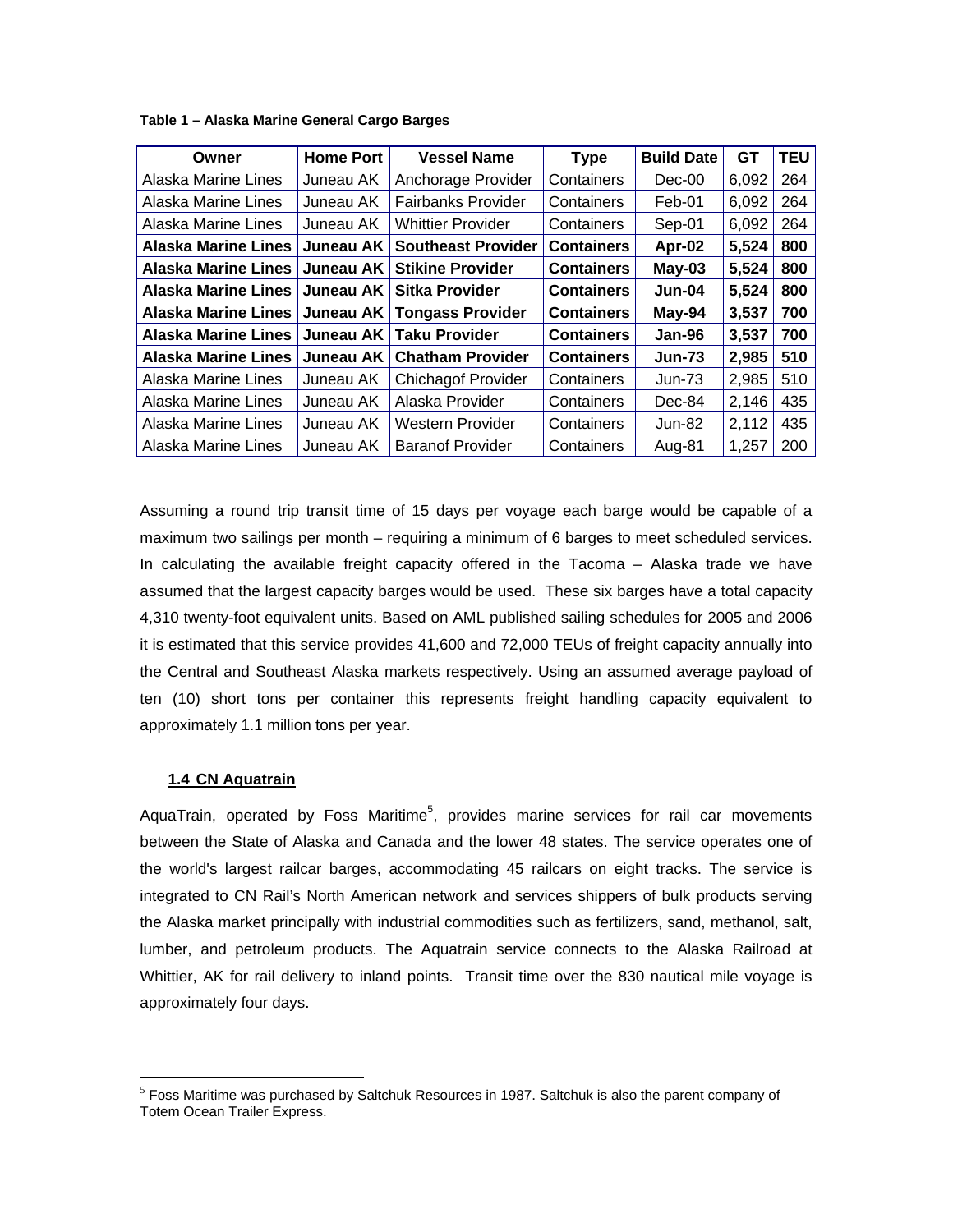**Table 1 – Alaska Marine General Cargo Barges**

| Owner | Home Port | Vessel Name | Type | Build Date | GT | TEU |
|---|---|---|---|---|---|---|
| Alaska Marine Lines | Juneau AK | Anchorage Provider | Containers | Dec-00 | 6,092 | 264 |
| Alaska Marine Lines | Juneau AK | Fairbanks Provider | Containers | Feb-01 | 6,092 | 264 |
| Alaska Marine Lines | Juneau AK | Whittier Provider | Containers | Sep-01 | 6,092 | 264 |
| **Alaska Marine Lines** | **Juneau AK** | **Southeast Provider** | **Containers** | **Apr-02** | **5,524** | **800** |
| **Alaska Marine Lines** | **Juneau AK** | **Stikine Provider** | **Containers** | **May-03** | **5,524** | **800** |
| **Alaska Marine Lines** | **Juneau AK** | **Sitka Provider** | **Containers** | **Jun-04** | **5,524** | **800** |
| **Alaska Marine Lines** | **Juneau AK** | **Tongass Provider** | **Containers** | **May-94** | **3,537** | **700** |
| **Alaska Marine Lines** | **Juneau AK** | **Taku Provider** | **Containers** | **Jan-96** | **3,537** | **700** |
| **Alaska Marine Lines** | **Juneau AK** | **Chatham Provider** | **Containers** | **Jun-73** | **2,985** | **510** |
| Alaska Marine Lines | Juneau AK | Chichagof Provider | Containers | Jun-73 | 2,985 | 510 |
| Alaska Marine Lines | Juneau AK | Alaska Provider | Containers | Dec-84 | 2,146 | 435 |
| Alaska Marine Lines | Juneau AK | Western Provider | Containers | Jun-82 | 2,112 | 435 |
| Alaska Marine Lines | Juneau AK | Baranof Provider | Containers | Aug-81 | 1,257 | 200 |

Assuming a round trip transit time of 15 days per voyage each barge would be capable of a maximum two sailings per month – requiring a minimum of 6 barges to meet scheduled services. In calculating the available freight capacity offered in the Tacoma – Alaska trade we have assumed that the largest capacity barges would be used. These six barges have a total capacity 4,310 twenty-foot equivalent units. Based on AML published sailing schedules for 2005 and 2006 it is estimated that this service provides 41,600 and 72,000 TEUs of freight capacity annually into the Central and Southeast Alaska markets respectively. Using an assumed average payload of ten (10) short tons per container this represents freight handling capacity equivalent to approximately 1.1 million tons per year.

### 1.4 CN Aquatrain

AquaTrain, operated by Foss Maritime[5], provides marine services for rail car movements between the State of Alaska and Canada and the lower 48 states. The service operates one of the world's largest railcar barges, accommodating 45 railcars on eight tracks. The service is integrated to CN Rail's North American network and services shippers of bulk products serving the Alaska market principally with industrial commodities such as fertilizers, sand, methanol, salt, lumber, and petroleum products. The Aquatrain service connects to the Alaska Railroad at Whittier, AK for rail delivery to inland points. Transit time over the 830 nautical mile voyage is approximately four days.

[5] Foss Maritime was purchased by Saltchuk Resources in 1987. Saltchuk is also the parent company of Totem Ocean Trailer Express.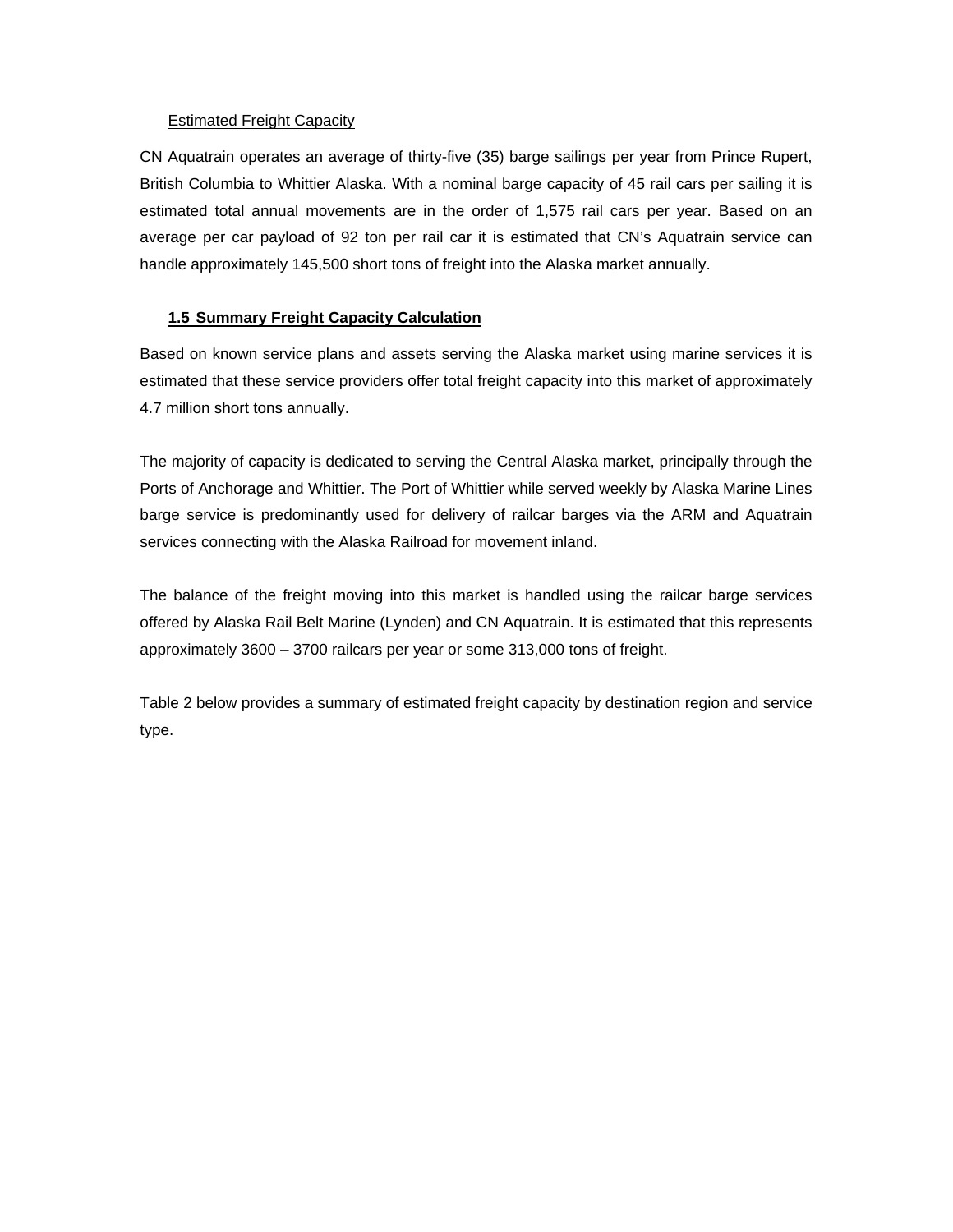Estimated Freight Capacity

CN Aquatrain operates an average of thirty-five (35) barge sailings per year from Prince Rupert, British Columbia to Whittier Alaska. With a nominal barge capacity of 45 rail cars per sailing it is estimated total annual movements are in the order of 1,575 rail cars per year. Based on an average per car payload of 92 ton per rail car it is estimated that CN's Aquatrain service can handle approximately 145,500 short tons of freight into the Alaska market annually.

### 1.5 Summary Freight Capacity Calculation

Based on known service plans and assets serving the Alaska market using marine services it is estimated that these service providers offer total freight capacity into this market of approximately 4.7 million short tons annually.

The majority of capacity is dedicated to serving the Central Alaska market, principally through the Ports of Anchorage and Whittier. The Port of Whittier while served weekly by Alaska Marine Lines barge service is predominantly used for delivery of railcar barges via the ARM and Aquatrain services connecting with the Alaska Railroad for movement inland.

The balance of the freight moving into this market is handled using the railcar barge services offered by Alaska Rail Belt Marine (Lynden) and CN Aquatrain. It is estimated that this represents approximately 3600 – 3700 railcars per year or some 313,000 tons of freight.

Table 2 below provides a summary of estimated freight capacity by destination region and service type.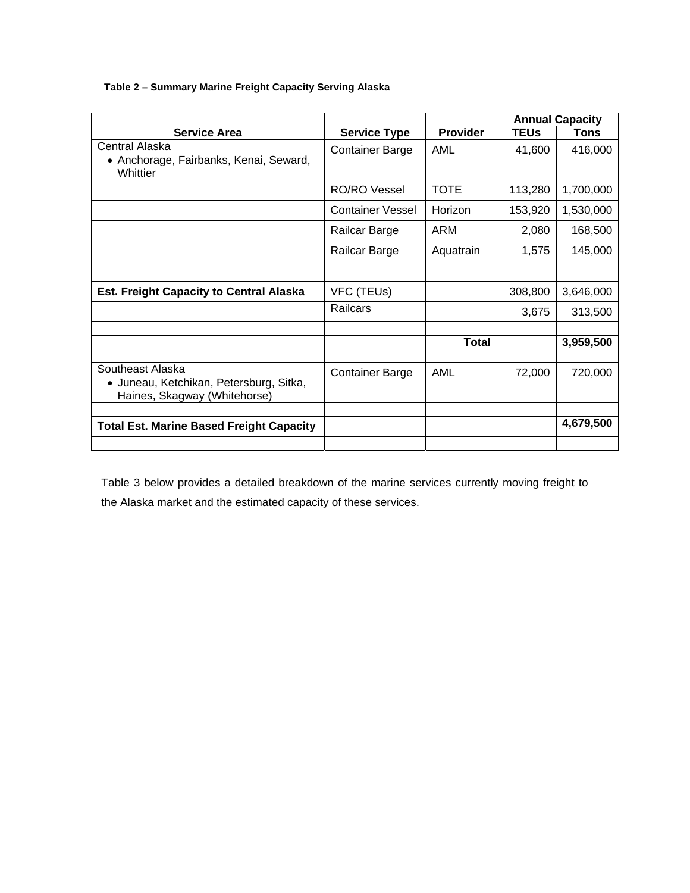**Table 2 – Summary Marine Freight Capacity Serving Alaska**

| | | | Annual Capacity | |
|---|---|---|---|---|
| **Service Area** | **Service Type** | **Provider** | **TEUs** | **Tons** |
| Central Alaska<br>• Anchorage, Fairbanks, Kenai, Seward, Whittier | Container Barge | AML | 41,600 | 416,000 |
| | RO/RO Vessel | TOTE | 113,280 | 1,700,000 |
| | Container Vessel | Horizon | 153,920 | 1,530,000 |
| | Railcar Barge | ARM | 2,080 | 168,500 |
| | Railcar Barge | Aquatrain | 1,575 | 145,000 |
| | | | | |
| **Est. Freight Capacity to Central Alaska** | VFC (TEUs) | | 308,800 | 3,646,000 |
| | Railcars | | 3,675 | 313,500 |
| | | | | |
| | | **Total** | | **3,959,500** |
| | | | | |
| Southeast Alaska<br>• Juneau, Ketchikan, Petersburg, Sitka, Haines, Skagway (Whitehorse) | Container Barge | AML | 72,000 | 720,000 |
| | | | | |
| **Total Est. Marine Based Freight Capacity** | | | | **4,679,500** |
| | | | | |

Table 3 below provides a detailed breakdown of the marine services currently moving freight to the Alaska market and the estimated capacity of these services.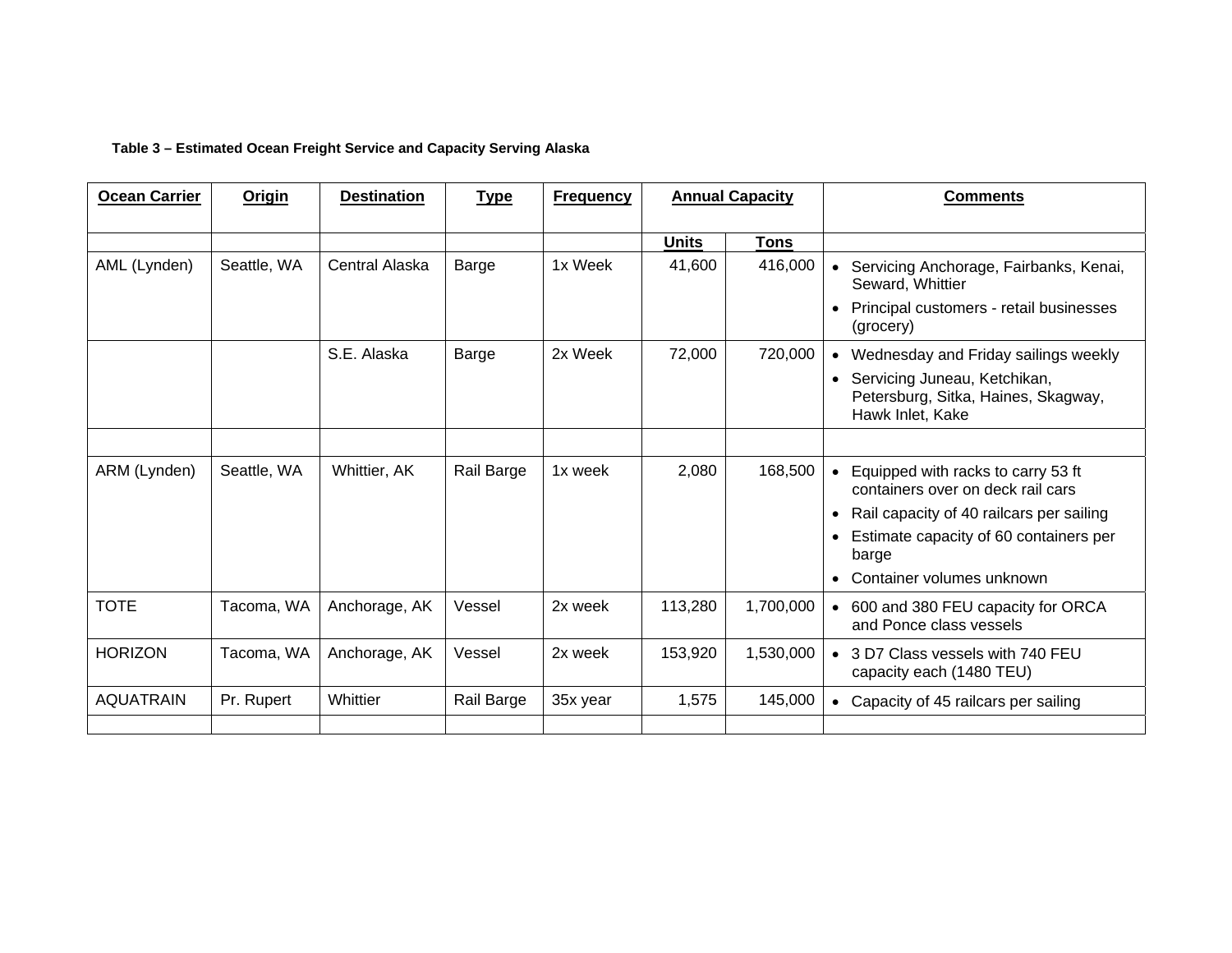**Table 3 – Estimated Ocean Freight Service and Capacity Serving Alaska**

| Ocean Carrier | Origin | Destination | Type | Frequency | Annual Capacity | | Comments |
|---|---|---|---|---|---|---|---|
| | | | | | Units | Tons | |
| AML (Lynden) | Seattle, WA | Central Alaska | Barge | 1x Week | 41,600 | 416,000 | • Servicing Anchorage, Fairbanks, Kenai, Seward, Whittier<br>• Principal customers - retail businesses (grocery) |
| | | S.E. Alaska | Barge | 2x Week | 72,000 | 720,000 | • Wednesday and Friday sailings weekly<br>• Servicing Juneau, Ketchikan, Petersburg, Sitka, Haines, Skagway, Hawk Inlet, Kake |
| | | | | | | | |
| ARM (Lynden) | Seattle, WA | Whittier, AK | Rail Barge | 1x week | 2,080 | 168,500 | • Equipped with racks to carry 53 ft containers over on deck rail cars<br>• Rail capacity of 40 railcars per sailing<br>• Estimate capacity of 60 containers per barge<br>• Container volumes unknown |
| TOTE | Tacoma, WA | Anchorage, AK | Vessel | 2x week | 113,280 | 1,700,000 | • 600 and 380 FEU capacity for ORCA and Ponce class vessels |
| HORIZON | Tacoma, WA | Anchorage, AK | Vessel | 2x week | 153,920 | 1,530,000 | • 3 D7 Class vessels with 740 FEU capacity each (1480 TEU) |
| AQUATRAIN | Pr. Rupert | Whittier | Rail Barge | 35x year | 1,575 | 145,000 | • Capacity of 45 railcars per sailing |
| | | | | | | | |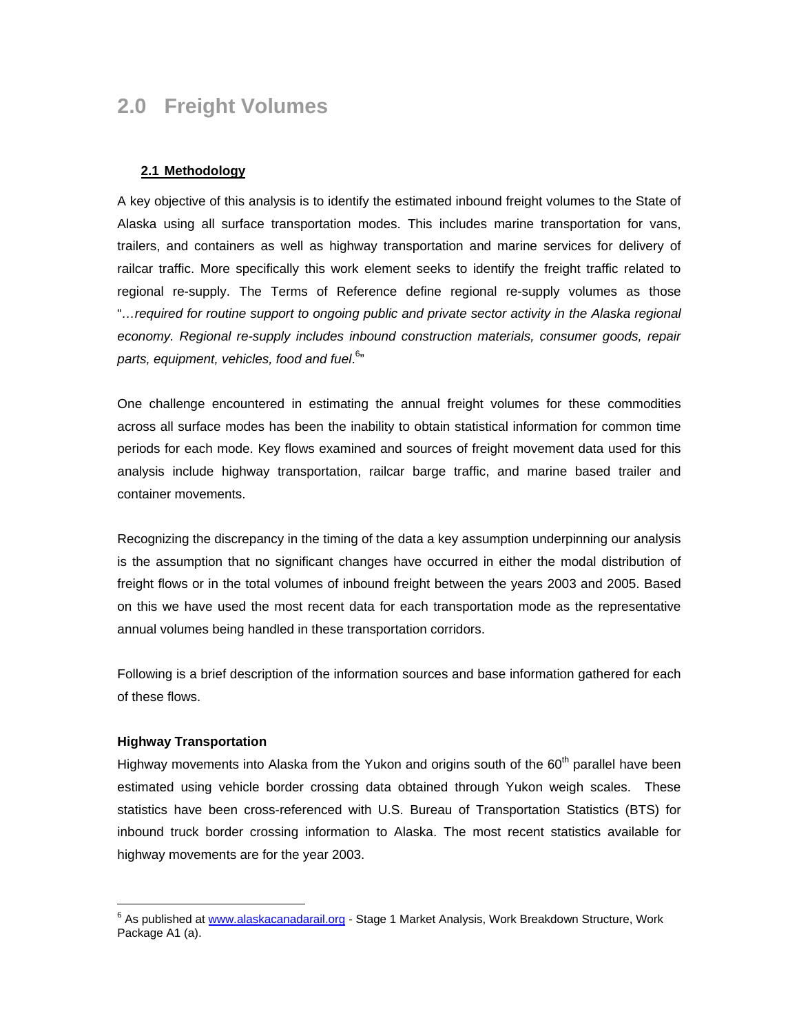# 2.0 Freight Volumes

## 2.1 Methodology

A key objective of this analysis is to identify the estimated inbound freight volumes to the State of Alaska using all surface transportation modes. This includes marine transportation for vans, trailers, and containers as well as highway transportation and marine services for delivery of railcar traffic. More specifically this work element seeks to identify the freight traffic related to regional re-supply. The Terms of Reference define regional re-supply volumes as those "*…required for routine support to ongoing public and private sector activity in the Alaska regional economy. Regional re-supply includes inbound construction materials, consumer goods, repair parts, equipment, vehicles, food and fuel*.[6]"

One challenge encountered in estimating the annual freight volumes for these commodities across all surface modes has been the inability to obtain statistical information for common time periods for each mode. Key flows examined and sources of freight movement data used for this analysis include highway transportation, railcar barge traffic, and marine based trailer and container movements.

Recognizing the discrepancy in the timing of the data a key assumption underpinning our analysis is the assumption that no significant changes have occurred in either the modal distribution of freight flows or in the total volumes of inbound freight between the years 2003 and 2005. Based on this we have used the most recent data for each transportation mode as the representative annual volumes being handled in these transportation corridors.

Following is a brief description of the information sources and base information gathered for each of these flows.

**Highway Transportation**

Highway movements into Alaska from the Yukon and origins south of the 60th parallel have been estimated using vehicle border crossing data obtained through Yukon weigh scales. These statistics have been cross-referenced with U.S. Bureau of Transportation Statistics (BTS) for inbound truck border crossing information to Alaska. The most recent statistics available for highway movements are for the year 2003.

---

[6] As published at www.alaskacanadarail.org - Stage 1 Market Analysis, Work Breakdown Structure, Work Package A1 (a).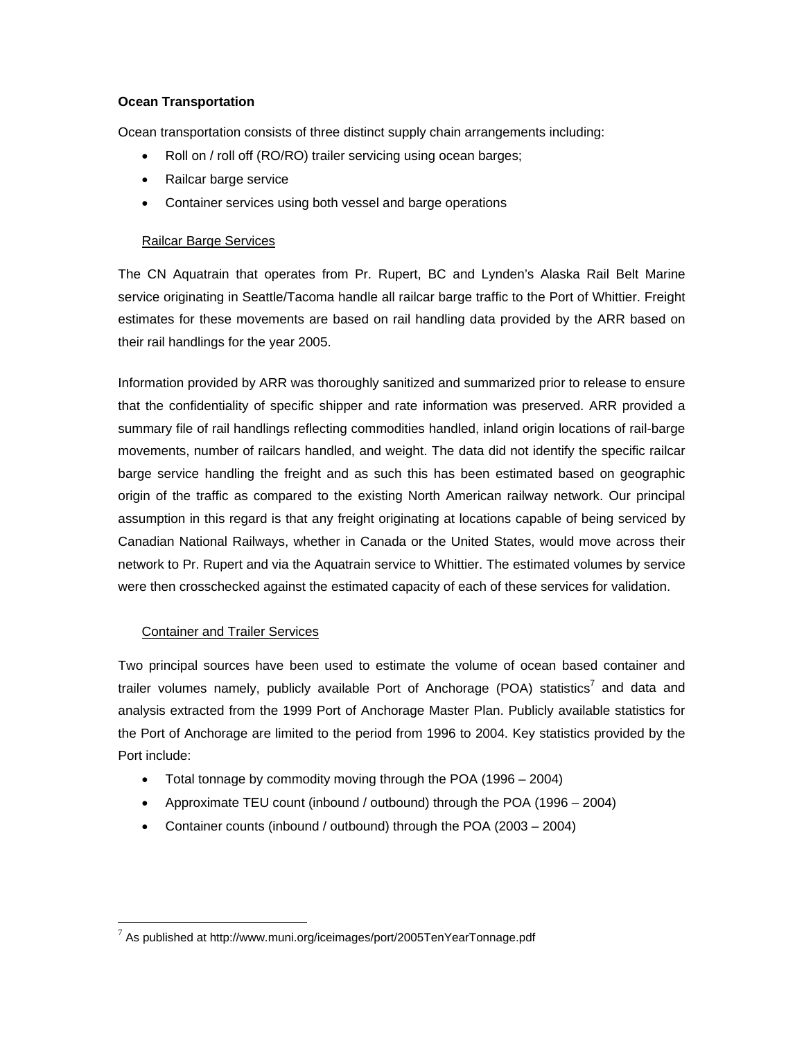**Ocean Transportation**

Ocean transportation consists of three distinct supply chain arrangements including:

- Roll on / roll off (RO/RO) trailer servicing using ocean barges;
- Railcar barge service
- Container services using both vessel and barge operations

Railcar Barge Services

The CN Aquatrain that operates from Pr. Rupert, BC and Lynden's Alaska Rail Belt Marine service originating in Seattle/Tacoma handle all railcar barge traffic to the Port of Whittier. Freight estimates for these movements are based on rail handling data provided by the ARR based on their rail handlings for the year 2005.

Information provided by ARR was thoroughly sanitized and summarized prior to release to ensure that the confidentiality of specific shipper and rate information was preserved. ARR provided a summary file of rail handlings reflecting commodities handled, inland origin locations of rail-barge movements, number of railcars handled, and weight. The data did not identify the specific railcar barge service handling the freight and as such this has been estimated based on geographic origin of the traffic as compared to the existing North American railway network. Our principal assumption in this regard is that any freight originating at locations capable of being serviced by Canadian National Railways, whether in Canada or the United States, would move across their network to Pr. Rupert and via the Aquatrain service to Whittier. The estimated volumes by service were then crosschecked against the estimated capacity of each of these services for validation.

Container and Trailer Services

Two principal sources have been used to estimate the volume of ocean based container and trailer volumes namely, publicly available Port of Anchorage (POA) statistics[7] and data and analysis extracted from the 1999 Port of Anchorage Master Plan. Publicly available statistics for the Port of Anchorage are limited to the period from 1996 to 2004. Key statistics provided by the Port include:

- Total tonnage by commodity moving through the POA (1996 – 2004)
- Approximate TEU count (inbound / outbound) through the POA (1996 – 2004)
- Container counts (inbound / outbound) through the POA (2003 – 2004)

[7] As published at http://www.muni.org/iceimages/port/2005TenYearTonnage.pdf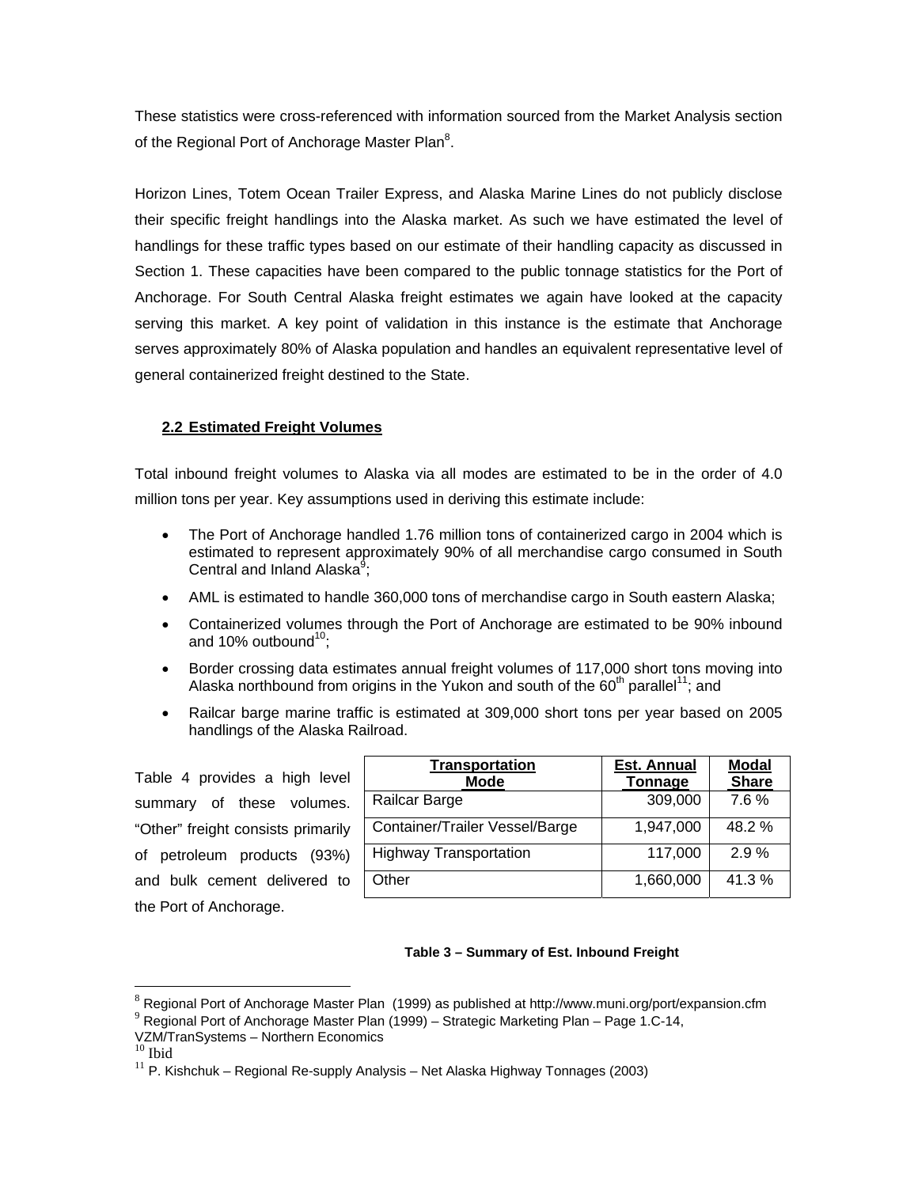These statistics were cross-referenced with information sourced from the Market Analysis section of the Regional Port of Anchorage Master Plan[8].

Horizon Lines, Totem Ocean Trailer Express, and Alaska Marine Lines do not publicly disclose their specific freight handlings into the Alaska market. As such we have estimated the level of handlings for these traffic types based on our estimate of their handling capacity as discussed in Section 1. These capacities have been compared to the public tonnage statistics for the Port of Anchorage. For South Central Alaska freight estimates we again have looked at the capacity serving this market. A key point of validation in this instance is the estimate that Anchorage serves approximately 80% of Alaska population and handles an equivalent representative level of general containerized freight destined to the State.

## 2.2 Estimated Freight Volumes

Total inbound freight volumes to Alaska via all modes are estimated to be in the order of 4.0 million tons per year. Key assumptions used in deriving this estimate include:

- The Port of Anchorage handled 1.76 million tons of containerized cargo in 2004 which is estimated to represent approximately 90% of all merchandise cargo consumed in South Central and Inland Alaska[9];
- AML is estimated to handle 360,000 tons of merchandise cargo in South eastern Alaska;
- Containerized volumes through the Port of Anchorage are estimated to be 90% inbound and 10% outbound[10];
- Border crossing data estimates annual freight volumes of 117,000 short tons moving into Alaska northbound from origins in the Yukon and south of the 60th parallel[11]; and
- Railcar barge marine traffic is estimated at 309,000 short tons per year based on 2005 handlings of the Alaska Railroad.

Table 4 provides a high level summary of these volumes. "Other" freight consists primarily of petroleum products (93%) and bulk cement delivered to the Port of Anchorage.

| Transportation Mode | Est. Annual Tonnage | Modal Share |
|---|---|---|
| Railcar Barge | 309,000 | 7.6 % |
| Container/Trailer Vessel/Barge | 1,947,000 | 48.2 % |
| Highway Transportation | 117,000 | 2.9 % |
| Other | 1,660,000 | 41.3 % |

**Table 3 – Summary of Est. Inbound Freight**

---

[8] Regional Port of Anchorage Master Plan (1999) as published at http://www.muni.org/port/expansion.cfm

[9] Regional Port of Anchorage Master Plan (1999) – Strategic Marketing Plan – Page 1.C-14, VZM/TranSystems – Northern Economics

[10] Ibid

[11] P. Kishchuk – Regional Re-supply Analysis – Net Alaska Highway Tonnages (2003)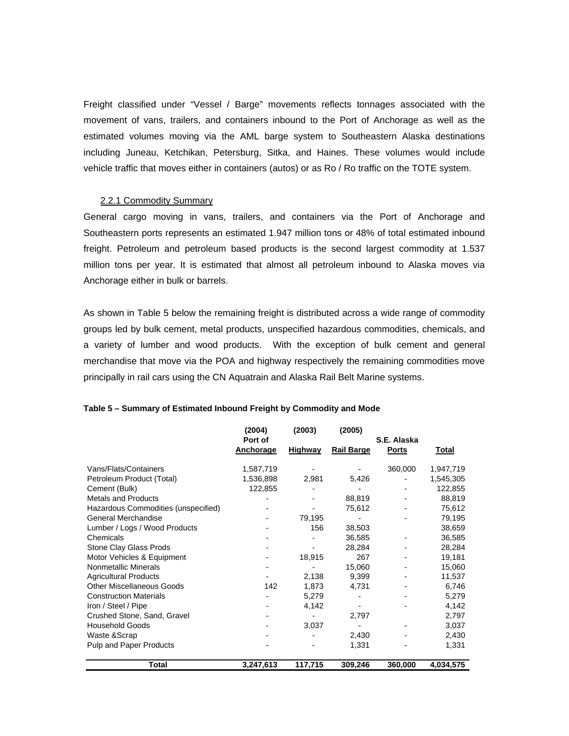Freight classified under "Vessel / Barge" movements reflects tonnages associated with the movement of vans, trailers, and containers inbound to the Port of Anchorage as well as the estimated volumes moving via the AML barge system to Southeastern Alaska destinations including Juneau, Ketchikan, Petersburg, Sitka, and Haines. These volumes would include vehicle traffic that moves either in containers (autos) or as Ro / Ro traffic on the TOTE system.

### 2.2.1 Commodity Summary

General cargo moving in vans, trailers, and containers via the Port of Anchorage and Southeastern ports represents an estimated 1.947 million tons or 48% of total estimated inbound freight. Petroleum and petroleum based products is the second largest commodity at 1.537 million tons per year. It is estimated that almost all petroleum inbound to Alaska moves via Anchorage either in bulk or barrels.

As shown in Table 5 below the remaining freight is distributed across a wide range of commodity groups led by bulk cement, metal products, unspecified hazardous commodities, chemicals, and a variety of lumber and wood products. With the exception of bulk cement and general merchandise that move via the POA and highway respectively the remaining commodities move principally in rail cars using the CN Aquatrain and Alaska Rail Belt Marine systems.

**Table 5 – Summary of Estimated Inbound Freight by Commodity and Mode**

| | (2004) Port of Anchorage | (2003) Highway | (2005) Rail Barge | S.E. Alaska Ports | Total |
|---|---|---|---|---|---|
| Vans/Flats/Containers | 1,587,719 | - | - | 360,000 | 1,947,719 |
| Petroleum Product (Total) | 1,536,898 | 2,981 | 5,426 | - | 1,545,305 |
| Cement (Bulk) | 122,855 | - | - | - | 122,855 |
| Metals and Products | - | - | 88,819 | - | 88,819 |
| Hazardous Commodities (unspecified) | - | - | 75,612 | - | 75,612 |
| General Merchandise | - | 79,195 | - | - | 79,195 |
| Lumber / Logs / Wood Products | - | 156 | 38,503 | | 38,659 |
| Chemicals | - | - | 36,585 | - | 36,585 |
| Stone Clay Glass Prods | - | - | 28,284 | - | 28,284 |
| Motor Vehicles & Equipment | - | 18,915 | 267 | - | 19,181 |
| Nonmetallic Minerals | - | - | 15,060 | - | 15,060 |
| Agricultural Products | - | 2,138 | 9,399 | - | 11,537 |
| Other Miscellaneous Goods | 142 | 1,873 | 4,731 | - | 6,746 |
| Construction Materials | - | 5,279 | - | - | 5,279 |
| Iron / Steel / Pipe | - | 4,142 | - | - | 4,142 |
| Crushed Stone, Sand, Gravel | - | - | 2,797 | | 2,797 |
| Household Goods | - | 3,037 | - | - | 3,037 |
| Waste &Scrap | - | - | 2,430 | - | 2,430 |
| Pulp and Paper Products | - | - | 1,331 | - | 1,331 |
| **Total** | **3,247,613** | **117,715** | **309,246** | **360,000** | **4,034,575** |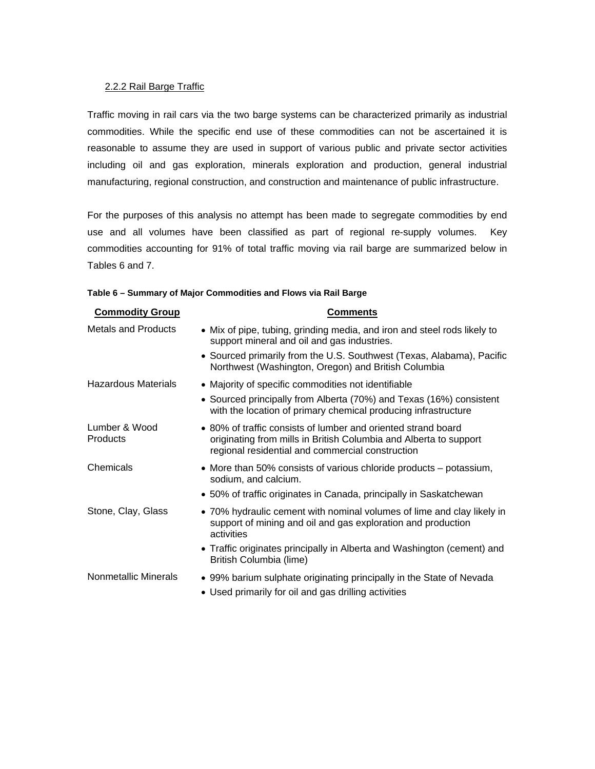### 2.2.2 Rail Barge Traffic

Traffic moving in rail cars via the two barge systems can be characterized primarily as industrial commodities. While the specific end use of these commodities can not be ascertained it is reasonable to assume they are used in support of various public and private sector activities including oil and gas exploration, minerals exploration and production, general industrial manufacturing, regional construction, and construction and maintenance of public infrastructure.

For the purposes of this analysis no attempt has been made to segregate commodities by end use and all volumes have been classified as part of regional re-supply volumes. Key commodities accounting for 91% of total traffic moving via rail barge are summarized below in Tables 6 and 7.

**Table 6 – Summary of Major Commodities and Flows via Rail Barge**

| Commodity Group | Comments |
|---|---|
| Metals and Products | • Mix of pipe, tubing, grinding media, and iron and steel rods likely to support mineral and oil and gas industries.<br>• Sourced primarily from the U.S. Southwest (Texas, Alabama), Pacific Northwest (Washington, Oregon) and British Columbia |
| Hazardous Materials | • Majority of specific commodities not identifiable<br>• Sourced principally from Alberta (70%) and Texas (16%) consistent with the location of primary chemical producing infrastructure |
| Lumber & Wood Products | • 80% of traffic consists of lumber and oriented strand board originating from mills in British Columbia and Alberta to support regional residential and commercial construction |
| Chemicals | • More than 50% consists of various chloride products – potassium, sodium, and calcium.<br>• 50% of traffic originates in Canada, principally in Saskatchewan |
| Stone, Clay, Glass | • 70% hydraulic cement with nominal volumes of lime and clay likely in support of mining and oil and gas exploration and production activities<br>• Traffic originates principally in Alberta and Washington (cement) and British Columbia (lime) |
| Nonmetallic Minerals | • 99% barium sulphate originating principally in the State of Nevada<br>• Used primarily for oil and gas drilling activities |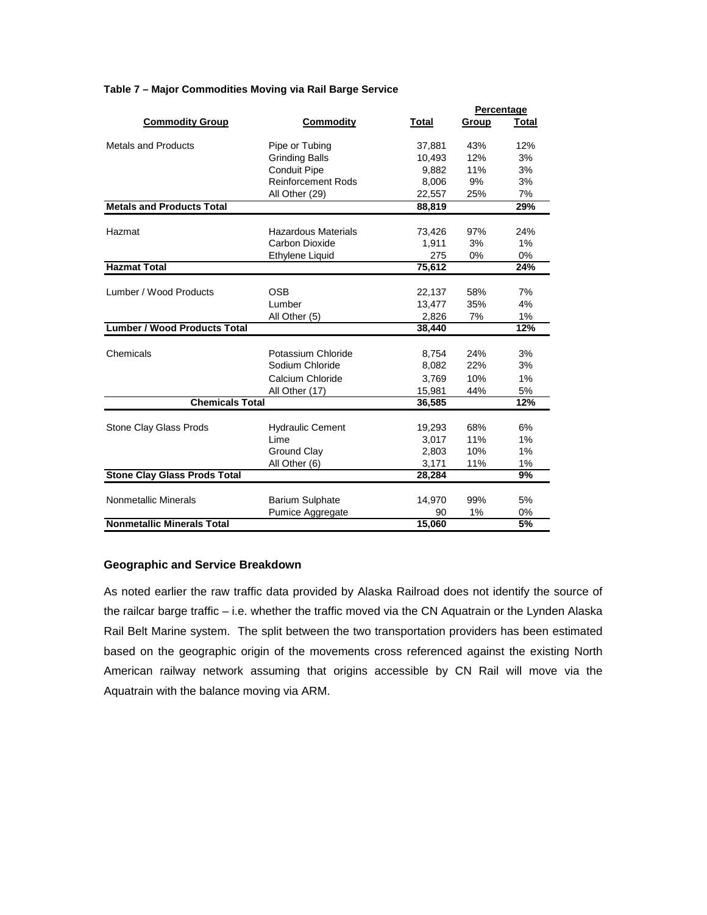**Table 7 – Major Commodities Moving via Rail Barge Service**

| Commodity Group | Commodity | Total | Percentage Group | Percentage Total |
|---|---|---|---|---|
| Metals and Products | Pipe or Tubing | 37,881 | 43% | 12% |
| | Grinding Balls | 10,493 | 12% | 3% |
| | Conduit Pipe | 9,882 | 11% | 3% |
| | Reinforcement Rods | 8,006 | 9% | 3% |
| | All Other (29) | 22,557 | 25% | 7% |
| **Metals and Products Total** | | **88,819** | | **29%** |
| Hazmat | Hazardous Materials | 73,426 | 97% | 24% |
| | Carbon Dioxide | 1,911 | 3% | 1% |
| | Ethylene Liquid | 275 | 0% | 0% |
| **Hazmat Total** | | **75,612** | | **24%** |
| Lumber / Wood Products | OSB | 22,137 | 58% | 7% |
| | Lumber | 13,477 | 35% | 4% |
| | All Other (5) | 2,826 | 7% | 1% |
| **Lumber / Wood Products Total** | | **38,440** | | **12%** |
| Chemicals | Potassium Chloride | 8,754 | 24% | 3% |
| | Sodium Chloride | 8,082 | 22% | 3% |
| | Calcium Chloride | 3,769 | 10% | 1% |
| | All Other (17) | 15,981 | 44% | 5% |
| **Chemicals Total** | | **36,585** | | **12%** |
| Stone Clay Glass Prods | Hydraulic Cement | 19,293 | 68% | 6% |
| | Lime | 3,017 | 11% | 1% |
| | Ground Clay | 2,803 | 10% | 1% |
| | All Other (6) | 3,171 | 11% | 1% |
| **Stone Clay Glass Prods Total** | | **28,284** | | **9%** |
| Nonmetallic Minerals | Barium Sulphate | 14,970 | 99% | 5% |
| | Pumice Aggregate | 90 | 1% | 0% |
| **Nonmetallic Minerals Total** | | **15,060** | | **5%** |

### Geographic and Service Breakdown

As noted earlier the raw traffic data provided by Alaska Railroad does not identify the source of the railcar barge traffic – i.e. whether the traffic moved via the CN Aquatrain or the Lynden Alaska Rail Belt Marine system. The split between the two transportation providers has been estimated based on the geographic origin of the movements cross referenced against the existing North American railway network assuming that origins accessible by CN Rail will move via the Aquatrain with the balance moving via ARM.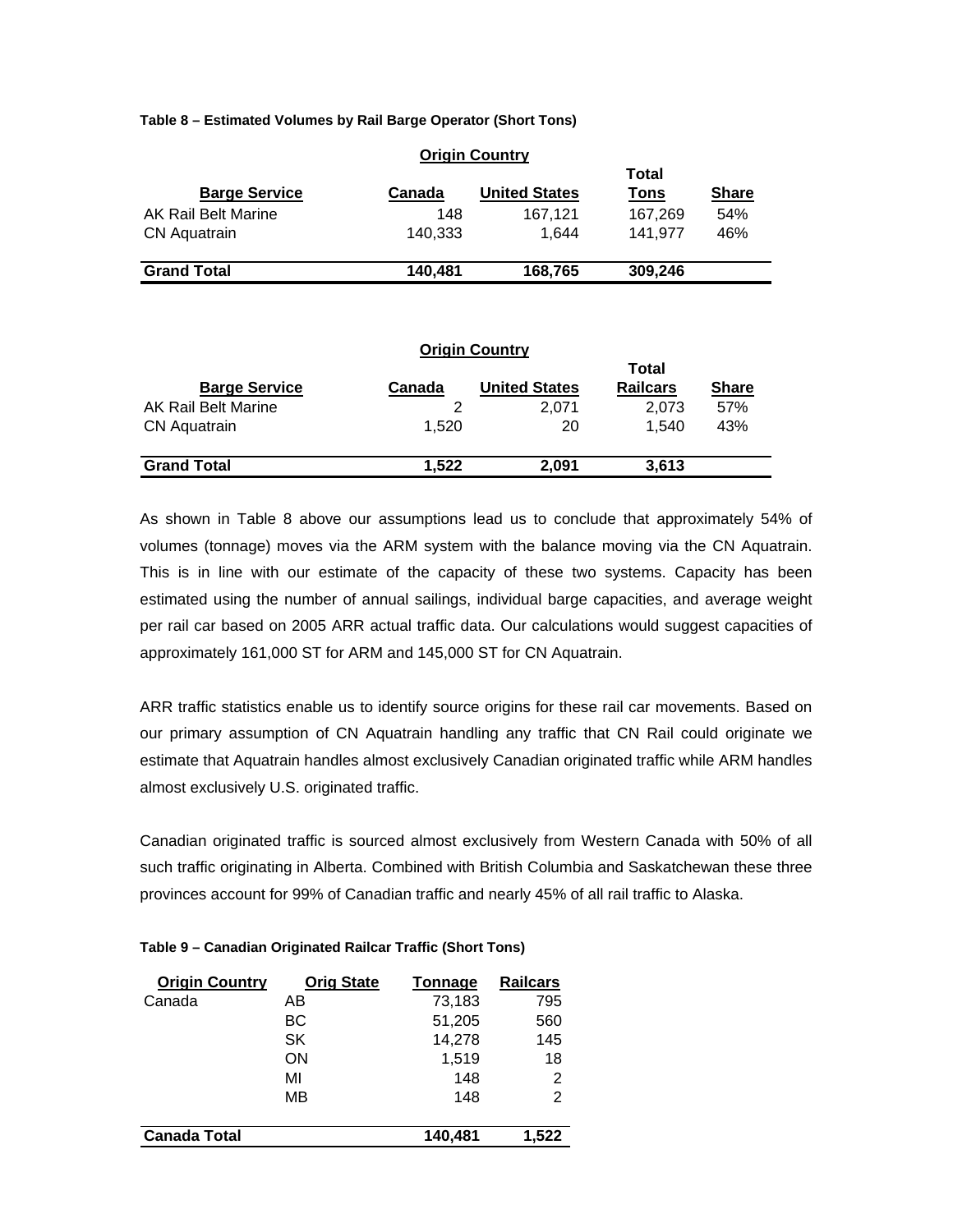**Table 8 – Estimated Volumes by Rail Barge Operator (Short Tons)**

| | Origin Country | | | |
|---|---|---|---|---|
| **Barge Service** | **Canada** | **United States** | **Total Tons** | **Share** |
| AK Rail Belt Marine | 148 | 167,121 | 167,269 | 54% |
| CN Aquatrain | 140,333 | 1,644 | 141,977 | 46% |
| **Grand Total** | **140,481** | **168,765** | **309,246** | |

| | Origin Country | | | |
|---|---|---|---|---|
| **Barge Service** | **Canada** | **United States** | **Total Railcars** | **Share** |
| AK Rail Belt Marine | 2 | 2,071 | 2,073 | 57% |
| CN Aquatrain | 1,520 | 20 | 1,540 | 43% |
| **Grand Total** | **1,522** | **2,091** | **3,613** | |

As shown in Table 8 above our assumptions lead us to conclude that approximately 54% of volumes (tonnage) moves via the ARM system with the balance moving via the CN Aquatrain. This is in line with our estimate of the capacity of these two systems. Capacity has been estimated using the number of annual sailings, individual barge capacities, and average weight per rail car based on 2005 ARR actual traffic data. Our calculations would suggest capacities of approximately 161,000 ST for ARM and 145,000 ST for CN Aquatrain.

ARR traffic statistics enable us to identify source origins for these rail car movements. Based on our primary assumption of CN Aquatrain handling any traffic that CN Rail could originate we estimate that Aquatrain handles almost exclusively Canadian originated traffic while ARM handles almost exclusively U.S. originated traffic.

Canadian originated traffic is sourced almost exclusively from Western Canada with 50% of all such traffic originating in Alberta. Combined with British Columbia and Saskatchewan these three provinces account for 99% of Canadian traffic and nearly 45% of all rail traffic to Alaska.

**Table 9 – Canadian Originated Railcar Traffic (Short Tons)**

| Origin Country | Orig State | Tonnage | Railcars |
|---|---|---|---|
| Canada | AB | 73,183 | 795 |
| | BC | 51,205 | 560 |
| | SK | 14,278 | 145 |
| | ON | 1,519 | 18 |
| | MI | 148 | 2 |
| | MB | 148 | 2 |
| **Canada Total** | | **140,481** | **1,522** |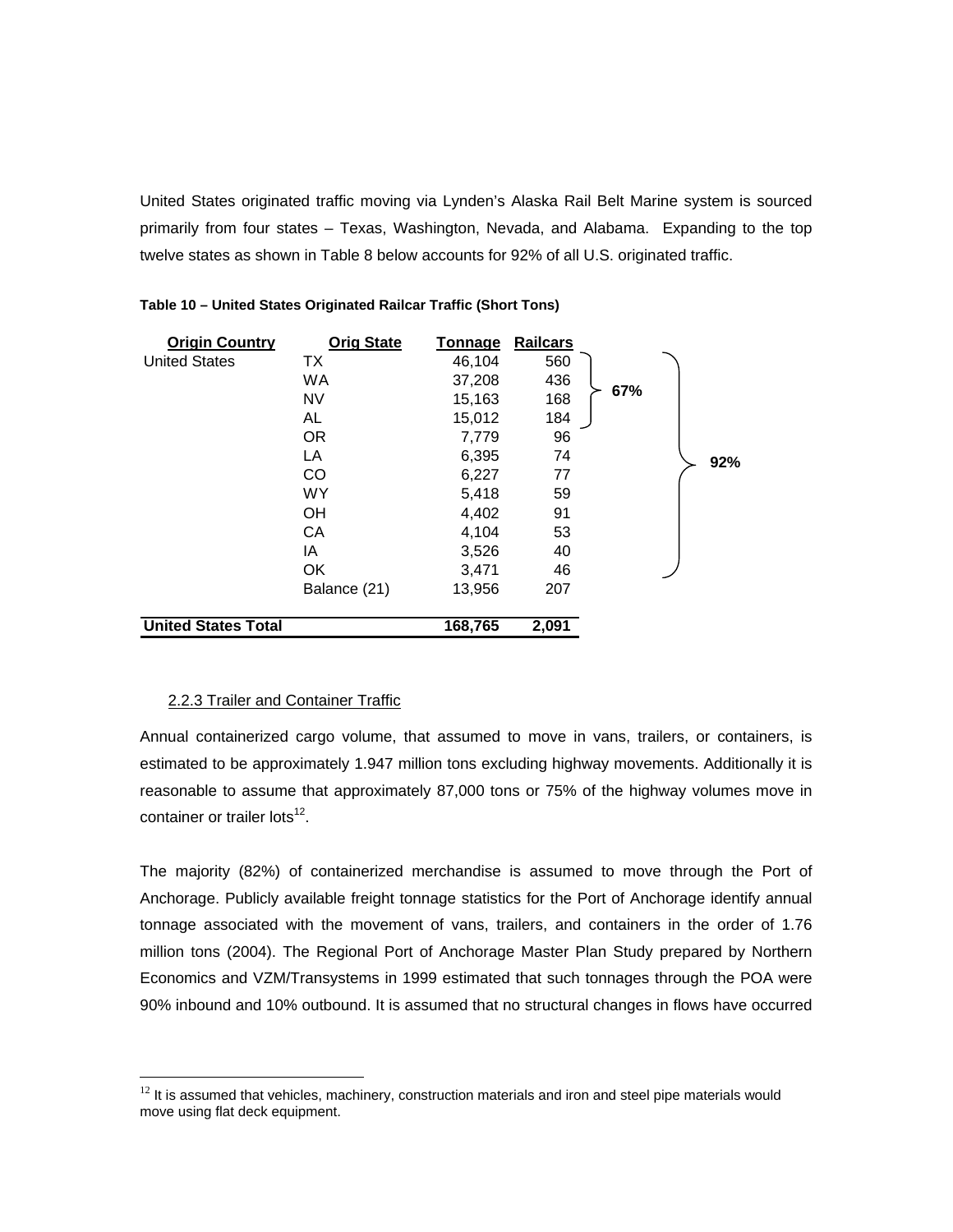United States originated traffic moving via Lynden's Alaska Rail Belt Marine system is sourced primarily from four states – Texas, Washington, Nevada, and Alabama. Expanding to the top twelve states as shown in Table 8 below accounts for 92% of all U.S. originated traffic.

**Table 10 – United States Originated Railcar Traffic (Short Tons)**

| Origin Country | Orig State | Tonnage | Railcars | | |
|---|---|---|---|---|---|
| United States | TX | 46,104 | 560 | 67% | 92% |
| | WA | 37,208 | 436 | | |
| | NV | 15,163 | 168 | | |
| | AL | 15,012 | 184 | | |
| | OR | 7,779 | 96 | | |
| | LA | 6,395 | 74 | | |
| | CO | 6,227 | 77 | | |
| | WY | 5,418 | 59 | | |
| | OH | 4,402 | 91 | | |
| | CA | 4,104 | 53 | | |
| | IA | 3,526 | 40 | | |
| | OK | 3,471 | 46 | | |
| | Balance (21) | 13,956 | 207 | | |
| **United States Total** | | **168,765** | **2,091** | | |

### 2.2.3 Trailer and Container Traffic

Annual containerized cargo volume, that assumed to move in vans, trailers, or containers, is estimated to be approximately 1.947 million tons excluding highway movements. Additionally it is reasonable to assume that approximately 87,000 tons or 75% of the highway volumes move in container or trailer lots[12].

The majority (82%) of containerized merchandise is assumed to move through the Port of Anchorage. Publicly available freight tonnage statistics for the Port of Anchorage identify annual tonnage associated with the movement of vans, trailers, and containers in the order of 1.76 million tons (2004). The Regional Port of Anchorage Master Plan Study prepared by Northern Economics and VZM/Transystems in 1999 estimated that such tonnages through the POA were 90% inbound and 10% outbound. It is assumed that no structural changes in flows have occurred

[12] It is assumed that vehicles, machinery, construction materials and iron and steel pipe materials would move using flat deck equipment.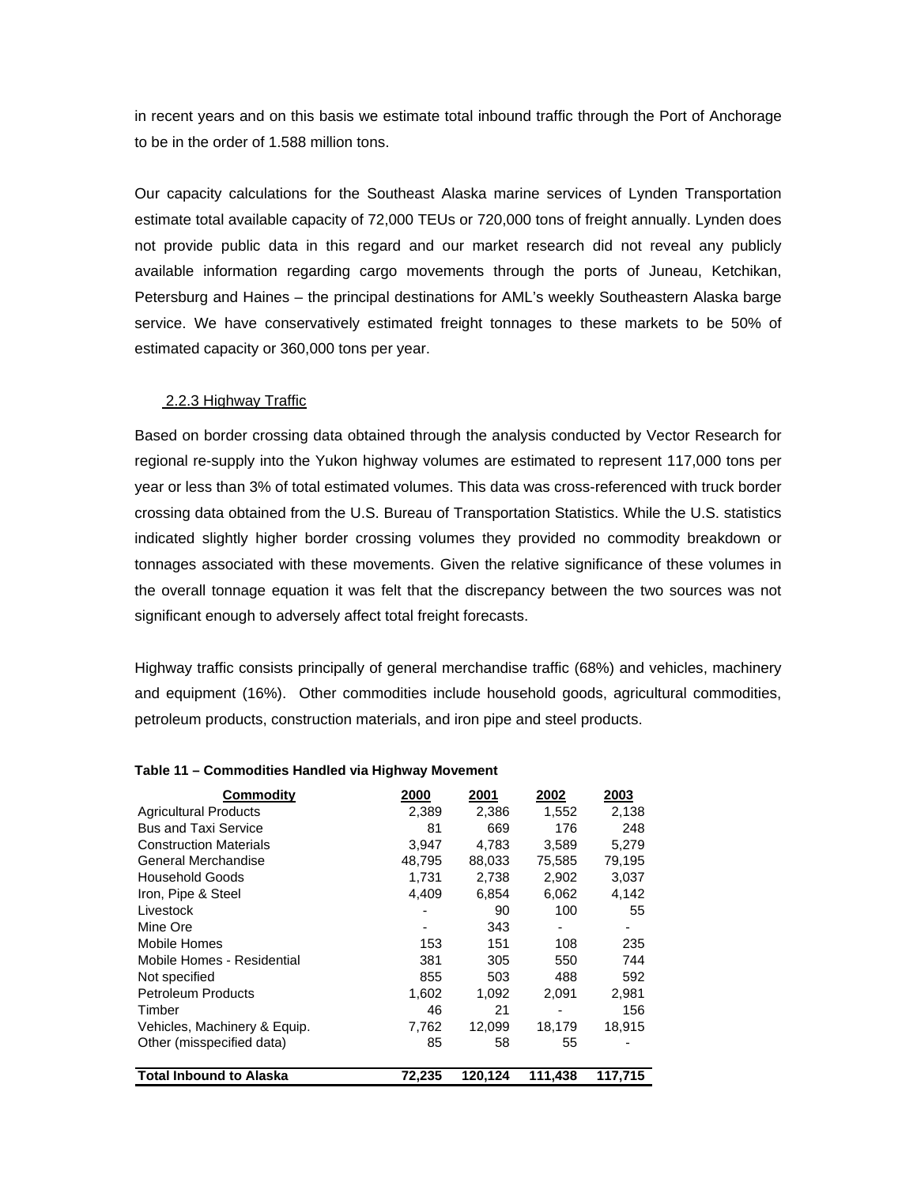in recent years and on this basis we estimate total inbound traffic through the Port of Anchorage to be in the order of 1.588 million tons.

Our capacity calculations for the Southeast Alaska marine services of Lynden Transportation estimate total available capacity of 72,000 TEUs or 720,000 tons of freight annually. Lynden does not provide public data in this regard and our market research did not reveal any publicly available information regarding cargo movements through the ports of Juneau, Ketchikan, Petersburg and Haines – the principal destinations for AML's weekly Southeastern Alaska barge service. We have conservatively estimated freight tonnages to these markets to be 50% of estimated capacity or 360,000 tons per year.

### 2.2.3 Highway Traffic

Based on border crossing data obtained through the analysis conducted by Vector Research for regional re-supply into the Yukon highway volumes are estimated to represent 117,000 tons per year or less than 3% of total estimated volumes. This data was cross-referenced with truck border crossing data obtained from the U.S. Bureau of Transportation Statistics. While the U.S. statistics indicated slightly higher border crossing volumes they provided no commodity breakdown or tonnages associated with these movements. Given the relative significance of these volumes in the overall tonnage equation it was felt that the discrepancy between the two sources was not significant enough to adversely affect total freight forecasts.

Highway traffic consists principally of general merchandise traffic (68%) and vehicles, machinery and equipment (16%). Other commodities include household goods, agricultural commodities, petroleum products, construction materials, and iron pipe and steel products.

**Table 11 – Commodities Handled via Highway Movement**

| Commodity | 2000 | 2001 | 2002 | 2003 |
|---|---|---|---|---|
| Agricultural Products | 2,389 | 2,386 | 1,552 | 2,138 |
| Bus and Taxi Service | 81 | 669 | 176 | 248 |
| Construction Materials | 3,947 | 4,783 | 3,589 | 5,279 |
| General Merchandise | 48,795 | 88,033 | 75,585 | 79,195 |
| Household Goods | 1,731 | 2,738 | 2,902 | 3,037 |
| Iron, Pipe & Steel | 4,409 | 6,854 | 6,062 | 4,142 |
| Livestock | - | 90 | 100 | 55 |
| Mine Ore | - | 343 | - | - |
| Mobile Homes | 153 | 151 | 108 | 235 |
| Mobile Homes - Residential | 381 | 305 | 550 | 744 |
| Not specified | 855 | 503 | 488 | 592 |
| Petroleum Products | 1,602 | 1,092 | 2,091 | 2,981 |
| Timber | 46 | 21 | - | 156 |
| Vehicles, Machinery & Equip. | 7,762 | 12,099 | 18,179 | 18,915 |
| Other (misspecified data) | 85 | 58 | 55 | - |
| **Total Inbound to Alaska** | **72,235** | **120,124** | **111,438** | **117,715** |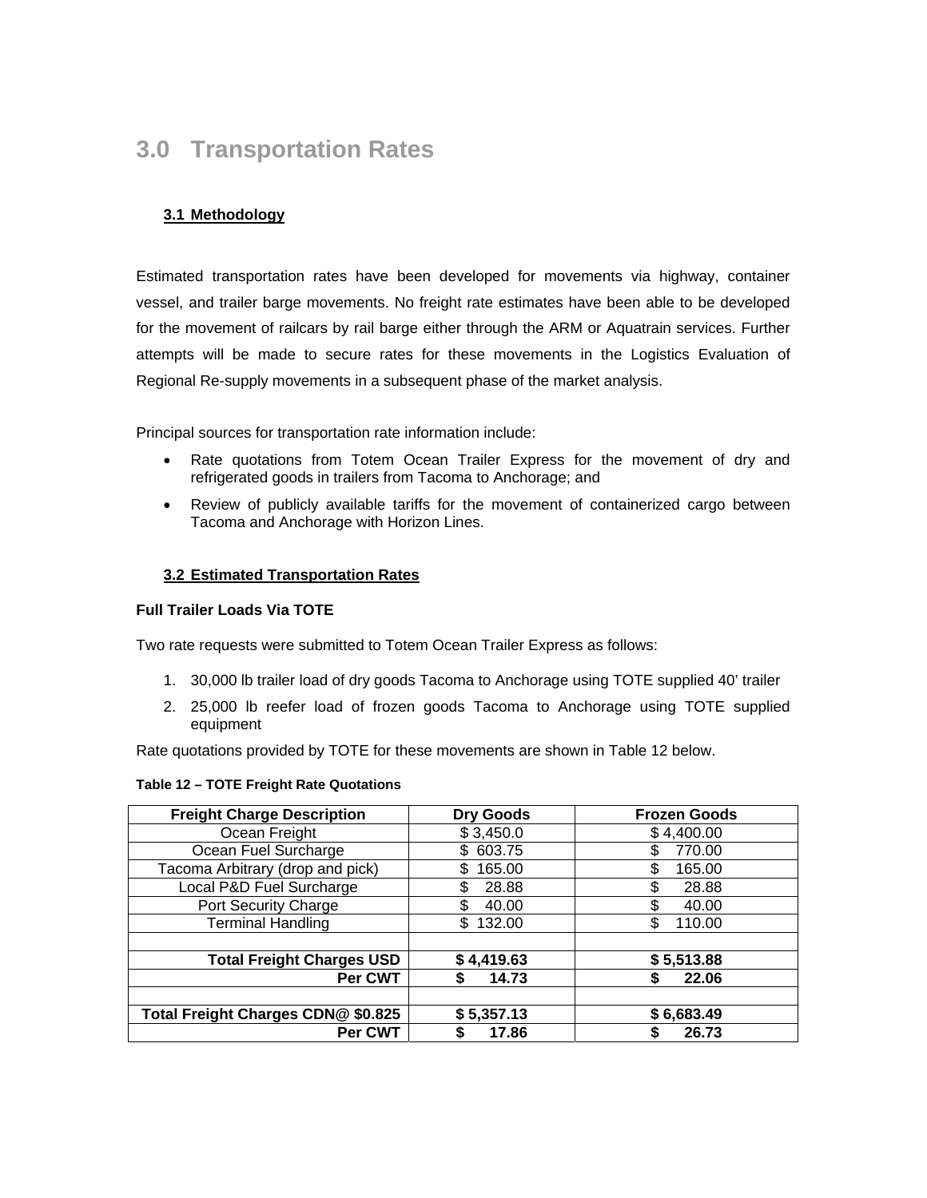# 3.0 Transportation Rates

## 3.1 Methodology

Estimated transportation rates have been developed for movements via highway, container vessel, and trailer barge movements. No freight rate estimates have been able to be developed for the movement of railcars by rail barge either through the ARM or Aquatrain services. Further attempts will be made to secure rates for these movements in the Logistics Evaluation of Regional Re-supply movements in a subsequent phase of the market analysis.

Principal sources for transportation rate information include:

- Rate quotations from Totem Ocean Trailer Express for the movement of dry and refrigerated goods in trailers from Tacoma to Anchorage; and
- Review of publicly available tariffs for the movement of containerized cargo between Tacoma and Anchorage with Horizon Lines.

## 3.2 Estimated Transportation Rates

**Full Trailer Loads Via TOTE**

Two rate requests were submitted to Totem Ocean Trailer Express as follows:

1. 30,000 lb trailer load of dry goods Tacoma to Anchorage using TOTE supplied 40' trailer
2. 25,000 lb reefer load of frozen goods Tacoma to Anchorage using TOTE supplied equipment

Rate quotations provided by TOTE for these movements are shown in Table 12 below.

**Table 12 – TOTE Freight Rate Quotations**

| Freight Charge Description | Dry Goods | Frozen Goods |
|---|---|---|
| Ocean Freight | $ 3,450.0 | $ 4,400.00 |
| Ocean Fuel Surcharge | $ 603.75 | $ 770.00 |
| Tacoma Arbitrary (drop and pick) | $ 165.00 | $ 165.00 |
| Local P&D Fuel Surcharge | $ 28.88 | $ 28.88 |
| Port Security Charge | $ 40.00 | $ 40.00 |
| Terminal Handling | $ 132.00 | $ 110.00 |
| | | |
| **Total Freight Charges USD** | **$ 4,419.63** | **$ 5,513.88** |
| **Per CWT** | **$ 14.73** | **$ 22.06** |
| | | |
| **Total Freight Charges CDN@ $0.825** | **$ 5,357.13** | **$ 6,683.49** |
| **Per CWT** | **$ 17.86** | **$ 26.73** |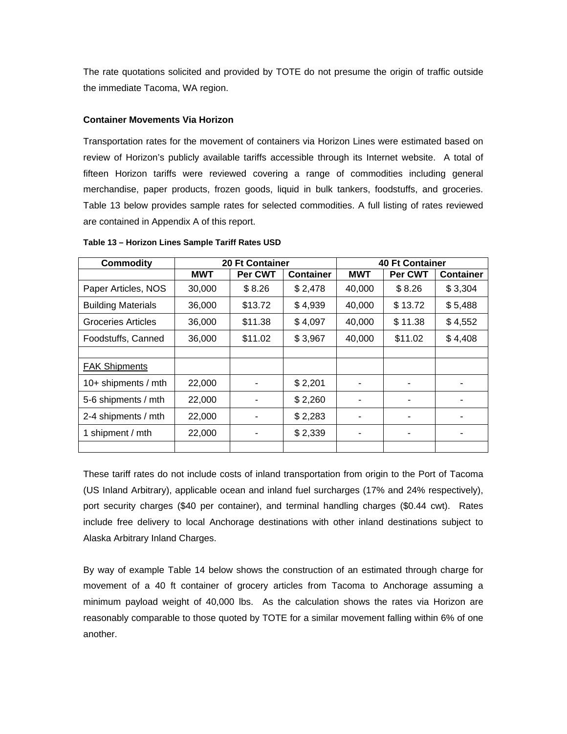The rate quotations solicited and provided by TOTE do not presume the origin of traffic outside the immediate Tacoma, WA region.

**Container Movements Via Horizon**

Transportation rates for the movement of containers via Horizon Lines were estimated based on review of Horizon's publicly available tariffs accessible through its Internet website. A total of fifteen Horizon tariffs were reviewed covering a range of commodities including general merchandise, paper products, frozen goods, liquid in bulk tankers, foodstuffs, and groceries. Table 13 below provides sample rates for selected commodities. A full listing of rates reviewed are contained in Appendix A of this report.

**Table 13 – Horizon Lines Sample Tariff Rates USD**

| Commodity | 20 Ft Container | | | 40 Ft Container | | |
|---|---|---|---|---|---|---|
| | MWT | Per CWT | Container | MWT | Per CWT | Container |
| Paper Articles, NOS | 30,000 | $ 8.26 | $ 2,478 | 40,000 | $ 8.26 | $ 3,304 |
| Building Materials | 36,000 | $13.72 | $ 4,939 | 40,000 | $ 13.72 | $ 5,488 |
| Groceries Articles | 36,000 | $11.38 | $ 4,097 | 40,000 | $ 11.38 | $ 4,552 |
| Foodstuffs, Canned | 36,000 | $11.02 | $ 3,967 | 40,000 | $11.02 | $ 4,408 |
| | | | | | | |
| FAK Shipments | | | | | | |
| 10+ shipments / mth | 22,000 | - | $ 2,201 | - | - | - |
| 5-6 shipments / mth | 22,000 | - | $ 2,260 | - | - | - |
| 2-4 shipments / mth | 22,000 | - | $ 2,283 | - | - | - |
| 1 shipment / mth | 22,000 | - | $ 2,339 | - | - | - |
| | | | | | | |

These tariff rates do not include costs of inland transportation from origin to the Port of Tacoma (US Inland Arbitrary), applicable ocean and inland fuel surcharges (17% and 24% respectively), port security charges ($40 per container), and terminal handling charges ($0.44 cwt). Rates include free delivery to local Anchorage destinations with other inland destinations subject to Alaska Arbitrary Inland Charges.

By way of example Table 14 below shows the construction of an estimated through charge for movement of a 40 ft container of grocery articles from Tacoma to Anchorage assuming a minimum payload weight of 40,000 lbs. As the calculation shows the rates via Horizon are reasonably comparable to those quoted by TOTE for a similar movement falling within 6% of one another.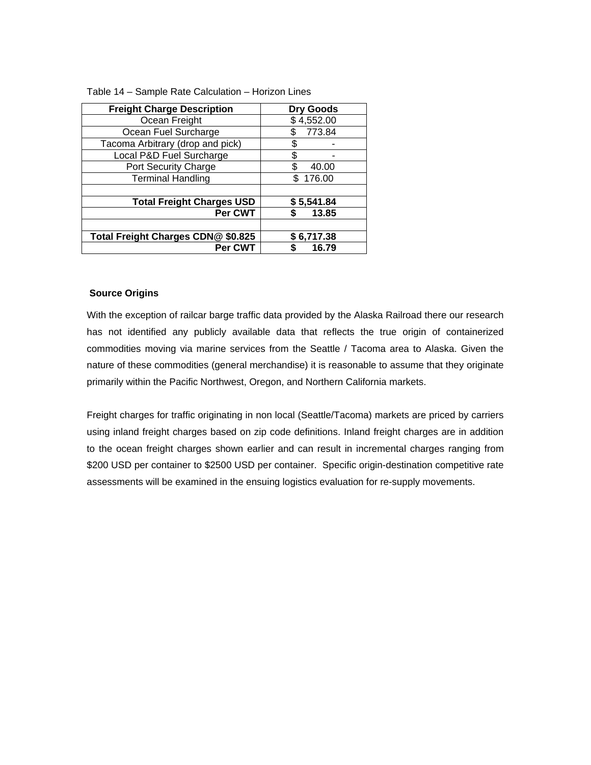Table 14 – Sample Rate Calculation – Horizon Lines

| Freight Charge Description | Dry Goods |
|---|---|
| Ocean Freight | $ 4,552.00 |
| Ocean Fuel Surcharge | $ 773.84 |
| Tacoma Arbitrary (drop and pick) | $ - |
| Local P&D Fuel Surcharge | $ - |
| Port Security Charge | $ 40.00 |
| Terminal Handling | $ 176.00 |
| | |
| **Total Freight Charges USD** | **$ 5,541.84** |
| **Per CWT** | **$ 13.85** |
| | |
| **Total Freight Charges CDN@ $0.825** | **$ 6,717.38** |
| **Per CWT** | **$ 16.79** |

**Source Origins**

With the exception of railcar barge traffic data provided by the Alaska Railroad there our research has not identified any publicly available data that reflects the true origin of containerized commodities moving via marine services from the Seattle / Tacoma area to Alaska. Given the nature of these commodities (general merchandise) it is reasonable to assume that they originate primarily within the Pacific Northwest, Oregon, and Northern California markets.

Freight charges for traffic originating in non local (Seattle/Tacoma) markets are priced by carriers using inland freight charges based on zip code definitions. Inland freight charges are in addition to the ocean freight charges shown earlier and can result in incremental charges ranging from $200 USD per container to $2500 USD per container. Specific origin-destination competitive rate assessments will be examined in the ensuing logistics evaluation for re-supply movements.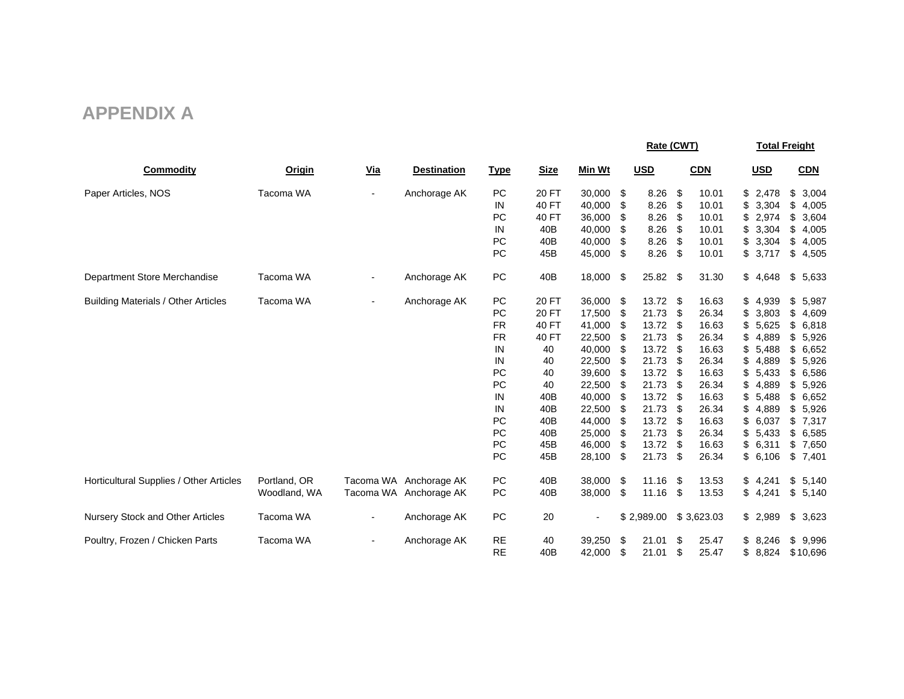# APPENDIX A

| Commodity | Origin | Via | Destination | Type | Size | Min Wt | Rate (CWT) USD | Rate (CWT) CDN | Total Freight USD | Total Freight CDN |
|---|---|---|---|---|---|---|---|---|---|---|
| Paper Articles, NOS | Tacoma WA | - | Anchorage AK | PC | 20 FT | 30,000 | $ 8.26 | $ 10.01 | $ 2,478 | $ 3,004 |
| | | | | IN | 40 FT | 40,000 | $ 8.26 | $ 10.01 | $ 3,304 | $ 4,005 |
| | | | | PC | 40 FT | 36,000 | $ 8.26 | $ 10.01 | $ 2,974 | $ 3,604 |
| | | | | IN | 40B | 40,000 | $ 8.26 | $ 10.01 | $ 3,304 | $ 4,005 |
| | | | | PC | 40B | 40,000 | $ 8.26 | $ 10.01 | $ 3,304 | $ 4,005 |
| | | | | PC | 45B | 45,000 | $ 8.26 | $ 10.01 | $ 3,717 | $ 4,505 |
| Department Store Merchandise | Tacoma WA | - | Anchorage AK | PC | 40B | 18,000 | $ 25.82 | $ 31.30 | $ 4,648 | $ 5,633 |
| Building Materials / Other Articles | Tacoma WA | - | Anchorage AK | PC | 20 FT | 36,000 | $ 13.72 | $ 16.63 | $ 4,939 | $ 5,987 |
| | | | | PC | 20 FT | 17,500 | $ 21.73 | $ 26.34 | $ 3,803 | $ 4,609 |
| | | | | FR | 40 FT | 41,000 | $ 13.72 | $ 16.63 | $ 5,625 | $ 6,818 |
| | | | | FR | 40 FT | 22,500 | $ 21.73 | $ 26.34 | $ 4,889 | $ 5,926 |
| | | | | IN | 40 | 40,000 | $ 13.72 | $ 16.63 | $ 5,488 | $ 6,652 |
| | | | | IN | 40 | 22,500 | $ 21.73 | $ 26.34 | $ 4,889 | $ 5,926 |
| | | | | PC | 40 | 39,600 | $ 13.72 | $ 16.63 | $ 5,433 | $ 6,586 |
| | | | | PC | 40 | 22,500 | $ 21.73 | $ 26.34 | $ 4,889 | $ 5,926 |
| | | | | IN | 40B | 40,000 | $ 13.72 | $ 16.63 | $ 5,488 | $ 6,652 |
| | | | | IN | 40B | 22,500 | $ 21.73 | $ 26.34 | $ 4,889 | $ 5,926 |
| | | | | PC | 40B | 44,000 | $ 13.72 | $ 16.63 | $ 6,037 | $ 7,317 |
| | | | | PC | 40B | 25,000 | $ 21.73 | $ 26.34 | $ 5,433 | $ 6,585 |
| | | | | PC | 45B | 46,000 | $ 13.72 | $ 16.63 | $ 6,311 | $ 7,650 |
| | | | | PC | 45B | 28,100 | $ 21.73 | $ 26.34 | $ 6,106 | $ 7,401 |
| Horticultural Supplies / Other Articles | Portland, OR | Tacoma WA | Anchorage AK | PC | 40B | 38,000 | $ 11.16 | $ 13.53 | $ 4,241 | $ 5,140 |
| | Woodland, WA | Tacoma WA | Anchorage AK | PC | 40B | 38,000 | $ 11.16 | $ 13.53 | $ 4,241 | $ 5,140 |
| Nursery Stock and Other Articles | Tacoma WA | - | Anchorage AK | PC | 20 | - | $ 2,989.00 | $ 3,623.03 | $ 2,989 | $ 3,623 |
| Poultry, Frozen / Chicken Parts | Tacoma WA | - | Anchorage AK | RE | 40 | 39,250 | $ 21.01 | $ 25.47 | $ 8,246 | $ 9,996 |
| | | | | RE | 40B | 42,000 | $ 21.01 | $ 25.47 | $ 8,824 | $ 10,696 |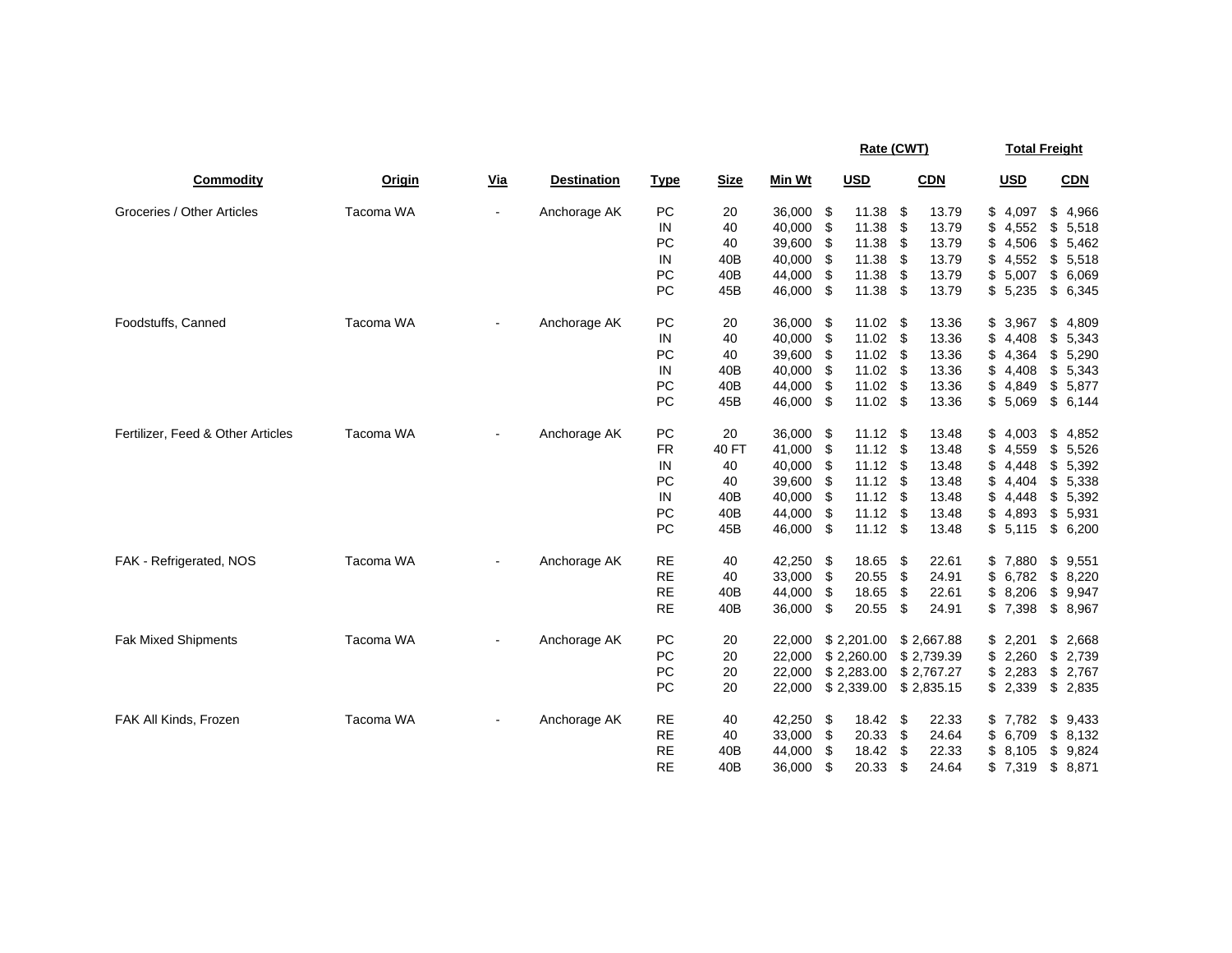| Commodity | Origin | Via | Destination | Type | Size | Min Wt | Rate (CWT) USD | Rate (CWT) CDN | Total Freight USD | Total Freight CDN |
|---|---|---|---|---|---|---|---|---|---|---|
| Groceries / Other Articles | Tacoma WA | - | Anchorage AK | PC | 20 | 36,000 | $ 11.38 | $ 13.79 | $ 4,097 | $ 4,966 |
| | | | | IN | 40 | 40,000 | $ 11.38 | $ 13.79 | $ 4,552 | $ 5,518 |
| | | | | PC | 40 | 39,600 | $ 11.38 | $ 13.79 | $ 4,506 | $ 5,462 |
| | | | | IN | 40B | 40,000 | $ 11.38 | $ 13.79 | $ 4,552 | $ 5,518 |
| | | | | PC | 40B | 44,000 | $ 11.38 | $ 13.79 | $ 5,007 | $ 6,069 |
| | | | | PC | 45B | 46,000 | $ 11.38 | $ 13.79 | $ 5,235 | $ 6,345 |
| Foodstuffs, Canned | Tacoma WA | - | Anchorage AK | PC | 20 | 36,000 | $ 11.02 | $ 13.36 | $ 3,967 | $ 4,809 |
| | | | | IN | 40 | 40,000 | $ 11.02 | $ 13.36 | $ 4,408 | $ 5,343 |
| | | | | PC | 40 | 39,600 | $ 11.02 | $ 13.36 | $ 4,364 | $ 5,290 |
| | | | | IN | 40B | 40,000 | $ 11.02 | $ 13.36 | $ 4,408 | $ 5,343 |
| | | | | PC | 40B | 44,000 | $ 11.02 | $ 13.36 | $ 4,849 | $ 5,877 |
| | | | | PC | 45B | 46,000 | $ 11.02 | $ 13.36 | $ 5,069 | $ 6,144 |
| Fertilizer, Feed & Other Articles | Tacoma WA | - | Anchorage AK | PC | 20 | 36,000 | $ 11.12 | $ 13.48 | $ 4,003 | $ 4,852 |
| | | | | FR | 40 FT | 41,000 | $ 11.12 | $ 13.48 | $ 4,559 | $ 5,526 |
| | | | | IN | 40 | 40,000 | $ 11.12 | $ 13.48 | $ 4,448 | $ 5,392 |
| | | | | PC | 40 | 39,600 | $ 11.12 | $ 13.48 | $ 4,404 | $ 5,338 |
| | | | | IN | 40B | 40,000 | $ 11.12 | $ 13.48 | $ 4,448 | $ 5,392 |
| | | | | PC | 40B | 44,000 | $ 11.12 | $ 13.48 | $ 4,893 | $ 5,931 |
| | | | | PC | 45B | 46,000 | $ 11.12 | $ 13.48 | $ 5,115 | $ 6,200 |
| FAK - Refrigerated, NOS | Tacoma WA | - | Anchorage AK | RE | 40 | 42,250 | $ 18.65 | $ 22.61 | $ 7,880 | $ 9,551 |
| | | | | RE | 40 | 33,000 | $ 20.55 | $ 24.91 | $ 6,782 | $ 8,220 |
| | | | | RE | 40B | 44,000 | $ 18.65 | $ 22.61 | $ 8,206 | $ 9,947 |
| | | | | RE | 40B | 36,000 | $ 20.55 | $ 24.91 | $ 7,398 | $ 8,967 |
| Fak Mixed Shipments | Tacoma WA | - | Anchorage AK | PC | 20 | 22,000 | $ 2,201.00 | $ 2,667.88 | $ 2,201 | $ 2,668 |
| | | | | PC | 20 | 22,000 | $ 2,260.00 | $ 2,739.39 | $ 2,260 | $ 2,739 |
| | | | | PC | 20 | 22,000 | $ 2,283.00 | $ 2,767.27 | $ 2,283 | $ 2,767 |
| | | | | PC | 20 | 22,000 | $ 2,339.00 | $ 2,835.15 | $ 2,339 | $ 2,835 |
| FAK All Kinds, Frozen | Tacoma WA | - | Anchorage AK | RE | 40 | 42,250 | $ 18.42 | $ 22.33 | $ 7,782 | $ 9,433 |
| | | | | RE | 40 | 33,000 | $ 20.33 | $ 24.64 | $ 6,709 | $ 8,132 |
| | | | | RE | 40B | 44,000 | $ 18.42 | $ 22.33 | $ 8,105 | $ 9,824 |
| | | | | RE | 40B | 36,000 | $ 20.33 | $ 24.64 | $ 7,319 | $ 8,871 |